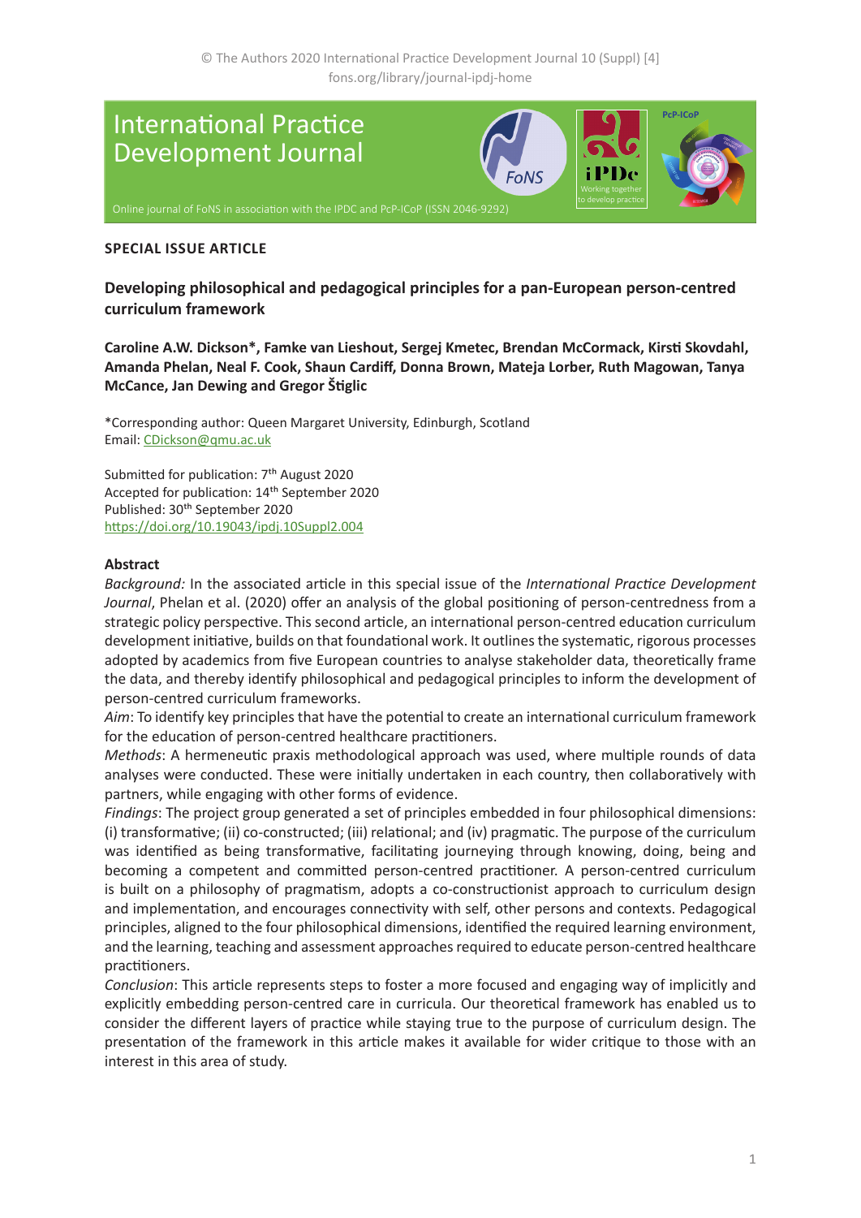**SPECIAL ISSUE ARTICLE**

# Developing philosophical and pedagogical principles for a pan-European person-centred curriculum framework

**Caroline A.W. Dickson*, Famke van Lieshout, Sergej Kmetec, Brendan McCormack, Kirsti Skovdahl, Amanda Phelan, Neal F. Cook, Shaun Cardiff, Donna Brown, Mateja Lorber, Ruth Magowan, Tanya McCance, Jan Dewing and Gregor Štiglic**

*Corresponding author: Queen Margaret University, Edinburgh, Scotland
Email: CDickson@qmu.ac.uk

Submitted for publication: 7th August 2020
Accepted for publication: 14th September 2020
Published: 30th September 2020
https://doi.org/10.19043/ipdj.10Suppl2.004

## Abstract

*Background:* In the associated article in this special issue of the *International Practice Development Journal*, Phelan et al. (2020) offer an analysis of the global positioning of person-centredness from a strategic policy perspective. This second article, an international person-centred education curriculum development initiative, builds on that foundational work. It outlines the systematic, rigorous processes adopted by academics from five European countries to analyse stakeholder data, theoretically frame the data, and thereby identify philosophical and pedagogical principles to inform the development of person-centred curriculum frameworks.

*Aim*: To identify key principles that have the potential to create an international curriculum framework for the education of person-centred healthcare practitioners.

*Methods*: A hermeneutic praxis methodological approach was used, where multiple rounds of data analyses were conducted. These were initially undertaken in each country, then collaboratively with partners, while engaging with other forms of evidence.

*Findings*: The project group generated a set of principles embedded in four philosophical dimensions: (i) transformative; (ii) co-constructed; (iii) relational; and (iv) pragmatic. The purpose of the curriculum was identified as being transformative, facilitating journeying through knowing, doing, being and becoming a competent and committed person-centred practitioner. A person-centred curriculum is built on a philosophy of pragmatism, adopts a co-constructionist approach to curriculum design and implementation, and encourages connectivity with self, other persons and contexts. Pedagogical principles, aligned to the four philosophical dimensions, identified the required learning environment, and the learning, teaching and assessment approaches required to educate person-centred healthcare practitioners.

*Conclusion*: This article represents steps to foster a more focused and engaging way of implicitly and explicitly embedding person-centred care in curricula. Our theoretical framework has enabled us to consider the different layers of practice while staying true to the purpose of curriculum design. The presentation of the framework in this article makes it available for wider critique to those with an interest in this area of study.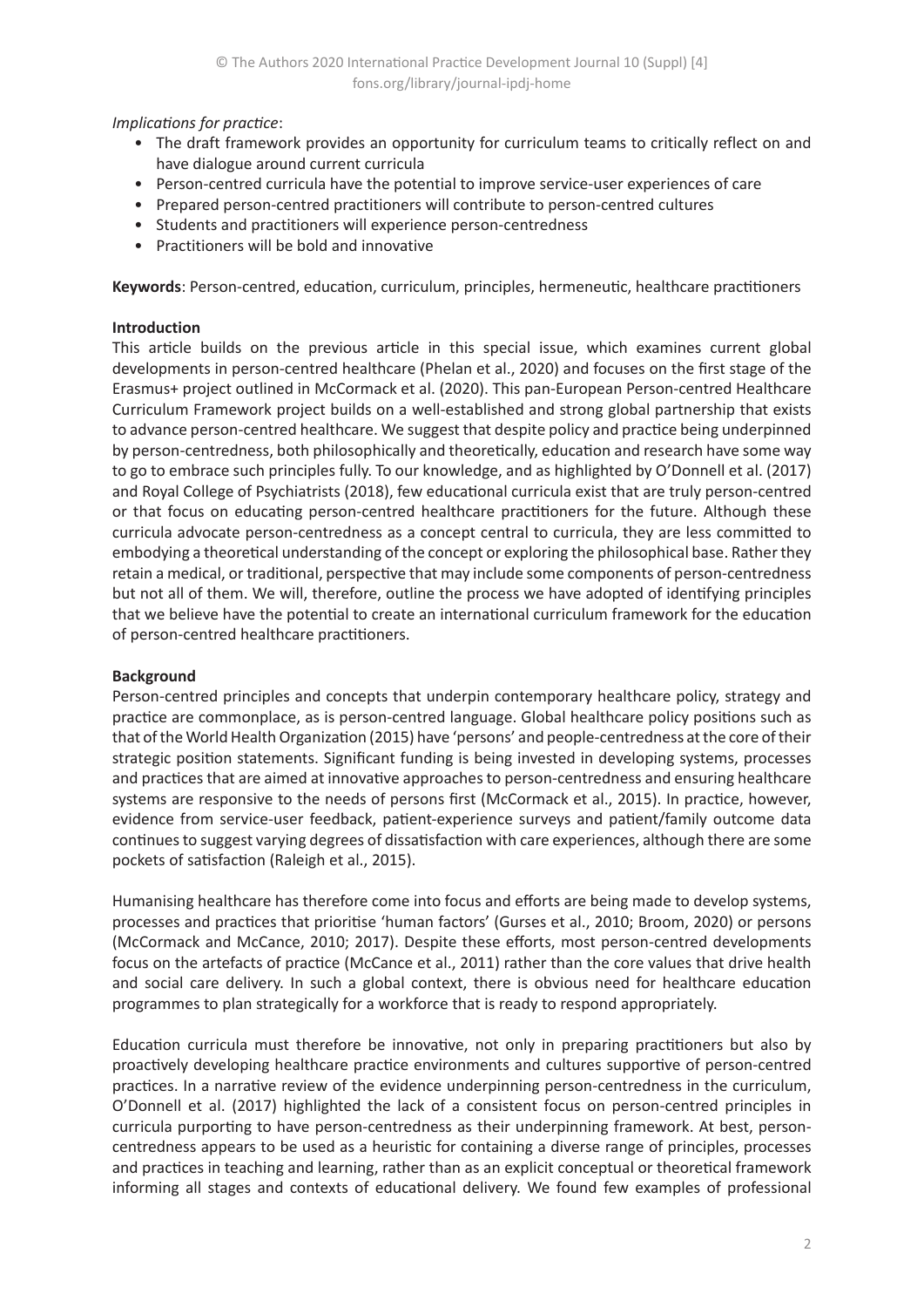*Implications for practice*:

- The draft framework provides an opportunity for curriculum teams to critically reflect on and have dialogue around current curricula
- Person-centred curricula have the potential to improve service-user experiences of care
- Prepared person-centred practitioners will contribute to person-centred cultures
- Students and practitioners will experience person-centredness
- Practitioners will be bold and innovative

**Keywords**: Person-centred, education, curriculum, principles, hermeneutic, healthcare practitioners

**Introduction**

This article builds on the previous article in this special issue, which examines current global developments in person-centred healthcare (Phelan et al., 2020) and focuses on the first stage of the Erasmus+ project outlined in McCormack et al. (2020). This pan-European Person-centred Healthcare Curriculum Framework project builds on a well-established and strong global partnership that exists to advance person-centred healthcare. We suggest that despite policy and practice being underpinned by person-centredness, both philosophically and theoretically, education and research have some way to go to embrace such principles fully. To our knowledge, and as highlighted by O'Donnell et al. (2017) and Royal College of Psychiatrists (2018), few educational curricula exist that are truly person-centred or that focus on educating person-centred healthcare practitioners for the future. Although these curricula advocate person-centredness as a concept central to curricula, they are less committed to embodying a theoretical understanding of the concept or exploring the philosophical base. Rather they retain a medical, or traditional, perspective that may include some components of person-centredness but not all of them. We will, therefore, outline the process we have adopted of identifying principles that we believe have the potential to create an international curriculum framework for the education of person-centred healthcare practitioners.

**Background**

Person-centred principles and concepts that underpin contemporary healthcare policy, strategy and practice are commonplace, as is person-centred language. Global healthcare policy positions such as that of the World Health Organization (2015) have 'persons' and people-centredness at the core of their strategic position statements. Significant funding is being invested in developing systems, processes and practices that are aimed at innovative approaches to person-centredness and ensuring healthcare systems are responsive to the needs of persons first (McCormack et al., 2015). In practice, however, evidence from service-user feedback, patient-experience surveys and patient/family outcome data continues to suggest varying degrees of dissatisfaction with care experiences, although there are some pockets of satisfaction (Raleigh et al., 2015).

Humanising healthcare has therefore come into focus and efforts are being made to develop systems, processes and practices that prioritise 'human factors' (Gurses et al., 2010; Broom, 2020) or persons (McCormack and McCance, 2010; 2017). Despite these efforts, most person-centred developments focus on the artefacts of practice (McCance et al., 2011) rather than the core values that drive health and social care delivery. In such a global context, there is obvious need for healthcare education programmes to plan strategically for a workforce that is ready to respond appropriately.

Education curricula must therefore be innovative, not only in preparing practitioners but also by proactively developing healthcare practice environments and cultures supportive of person-centred practices. In a narrative review of the evidence underpinning person-centredness in the curriculum, O'Donnell et al. (2017) highlighted the lack of a consistent focus on person-centred principles in curricula purporting to have person-centredness as their underpinning framework. At best, person-centredness appears to be used as a heuristic for containing a diverse range of principles, processes and practices in teaching and learning, rather than as an explicit conceptual or theoretical framework informing all stages and contexts of educational delivery. We found few examples of professional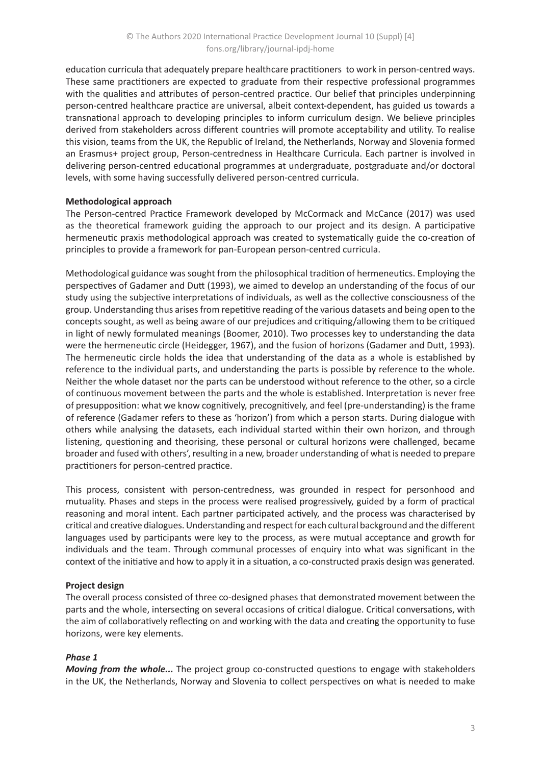education curricula that adequately prepare healthcare practitioners to work in person-centred ways. These same practitioners are expected to graduate from their respective professional programmes with the qualities and attributes of person-centred practice. Our belief that principles underpinning person-centred healthcare practice are universal, albeit context-dependent, has guided us towards a transnational approach to developing principles to inform curriculum design. We believe principles derived from stakeholders across different countries will promote acceptability and utility. To realise this vision, teams from the UK, the Republic of Ireland, the Netherlands, Norway and Slovenia formed an Erasmus+ project group, Person-centredness in Healthcare Curricula. Each partner is involved in delivering person-centred educational programmes at undergraduate, postgraduate and/or doctoral levels, with some having successfully delivered person-centred curricula.

**Methodological approach**

The Person-centred Practice Framework developed by McCormack and McCance (2017) was used as the theoretical framework guiding the approach to our project and its design. A participative hermeneutic praxis methodological approach was created to systematically guide the co-creation of principles to provide a framework for pan-European person-centred curricula.

Methodological guidance was sought from the philosophical tradition of hermeneutics. Employing the perspectives of Gadamer and Dutt (1993), we aimed to develop an understanding of the focus of our study using the subjective interpretations of individuals, as well as the collective consciousness of the group. Understanding thus arises from repetitive reading of the various datasets and being open to the concepts sought, as well as being aware of our prejudices and critiquing/allowing them to be critiqued in light of newly formulated meanings (Boomer, 2010). Two processes key to understanding the data were the hermeneutic circle (Heidegger, 1967), and the fusion of horizons (Gadamer and Dutt, 1993). The hermeneutic circle holds the idea that understanding of the data as a whole is established by reference to the individual parts, and understanding the parts is possible by reference to the whole. Neither the whole dataset nor the parts can be understood without reference to the other, so a circle of continuous movement between the parts and the whole is established. Interpretation is never free of presupposition: what we know cognitively, precognitively, and feel (pre-understanding) is the frame of reference (Gadamer refers to these as 'horizon') from which a person starts. During dialogue with others while analysing the datasets, each individual started within their own horizon, and through listening, questioning and theorising, these personal or cultural horizons were challenged, became broader and fused with others', resulting in a new, broader understanding of what is needed to prepare practitioners for person-centred practice.

This process, consistent with person-centredness, was grounded in respect for personhood and mutuality. Phases and steps in the process were realised progressively, guided by a form of practical reasoning and moral intent. Each partner participated actively, and the process was characterised by critical and creative dialogues. Understanding and respect for each cultural background and the different languages used by participants were key to the process, as were mutual acceptance and growth for individuals and the team. Through communal processes of enquiry into what was significant in the context of the initiative and how to apply it in a situation, a co-constructed praxis design was generated.

**Project design**

The overall process consisted of three co-designed phases that demonstrated movement between the parts and the whole, intersecting on several occasions of critical dialogue. Critical conversations, with the aim of collaboratively reflecting on and working with the data and creating the opportunity to fuse horizons, were key elements.

***Phase 1***

***Moving from the whole...*** The project group co-constructed questions to engage with stakeholders in the UK, the Netherlands, Norway and Slovenia to collect perspectives on what is needed to make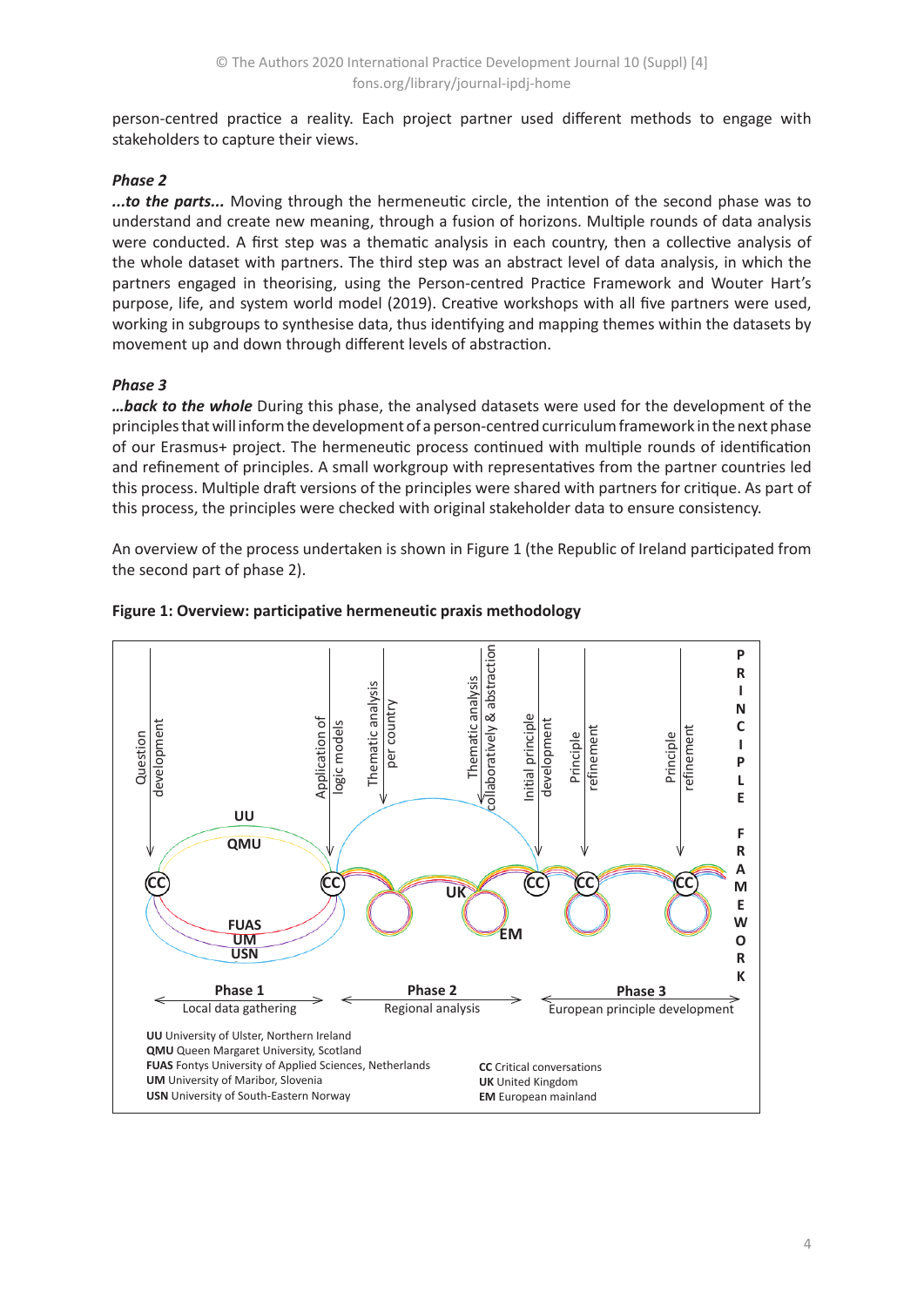person-centred practice a reality. Each project partner used different methods to engage with stakeholders to capture their views.

### Phase 2

***...to the parts...*** Moving through the hermeneutic circle, the intention of the second phase was to understand and create new meaning, through a fusion of horizons. Multiple rounds of data analysis were conducted. A first step was a thematic analysis in each country, then a collective analysis of the whole dataset with partners. The third step was an abstract level of data analysis, in which the partners engaged in theorising, using the Person-centred Practice Framework and Wouter Hart's purpose, life, and system world model (2019). Creative workshops with all five partners were used, working in subgroups to synthesise data, thus identifying and mapping themes within the datasets by movement up and down through different levels of abstraction.

### Phase 3

***…back to the whole*** During this phase, the analysed datasets were used for the development of the principles that will inform the development of a person-centred curriculum framework in the next phase of our Erasmus+ project. The hermeneutic process continued with multiple rounds of identification and refinement of principles. A small workgroup with representatives from the partner countries led this process. Multiple draft versions of the principles were shared with partners for critique. As part of this process, the principles were checked with original stakeholder data to ensure consistency.

An overview of the process undertaken is shown in Figure 1 (the Republic of Ireland participated from the second part of phase 2).

**Figure 1: Overview: participative hermeneutic praxis methodology**

**UU** University of Ulster, Northern Ireland
**QMU** Queen Margaret University, Scotland
**FUAS** Fontys University of Applied Sciences, Netherlands
**UM** University of Maribor, Slovenia
**USN** University of South-Eastern Norway

**CC** Critical conversations
**UK** United Kingdom
**EM** European mainland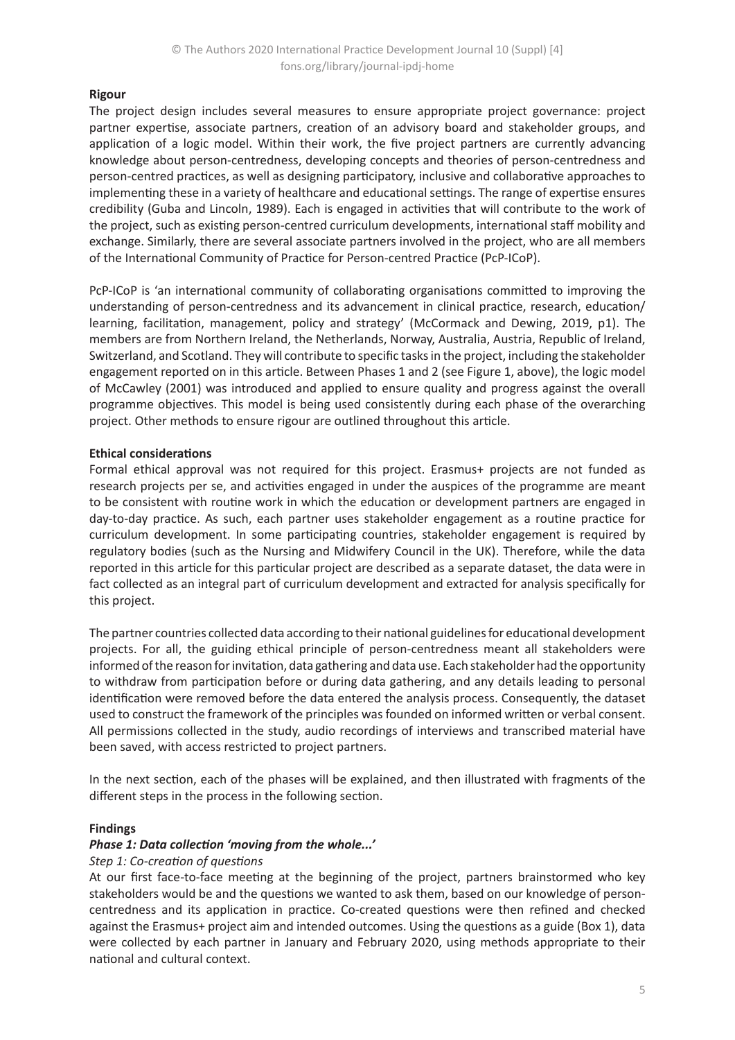**Rigour**

The project design includes several measures to ensure appropriate project governance: project partner expertise, associate partners, creation of an advisory board and stakeholder groups, and application of a logic model. Within their work, the five project partners are currently advancing knowledge about person-centredness, developing concepts and theories of person-centredness and person-centred practices, as well as designing participatory, inclusive and collaborative approaches to implementing these in a variety of healthcare and educational settings. The range of expertise ensures credibility (Guba and Lincoln, 1989). Each is engaged in activities that will contribute to the work of the project, such as existing person-centred curriculum developments, international staff mobility and exchange. Similarly, there are several associate partners involved in the project, who are all members of the International Community of Practice for Person-centred Practice (PcP-ICoP).

PcP-ICoP is 'an international community of collaborating organisations committed to improving the understanding of person-centredness and its advancement in clinical practice, research, education/ learning, facilitation, management, policy and strategy' (McCormack and Dewing, 2019, p1). The members are from Northern Ireland, the Netherlands, Norway, Australia, Austria, Republic of Ireland, Switzerland, and Scotland. They will contribute to specific tasks in the project, including the stakeholder engagement reported on in this article. Between Phases 1 and 2 (see Figure 1, above), the logic model of McCawley (2001) was introduced and applied to ensure quality and progress against the overall programme objectives. This model is being used consistently during each phase of the overarching project. Other methods to ensure rigour are outlined throughout this article.

**Ethical considerations**

Formal ethical approval was not required for this project. Erasmus+ projects are not funded as research projects per se, and activities engaged in under the auspices of the programme are meant to be consistent with routine work in which the education or development partners are engaged in day-to-day practice. As such, each partner uses stakeholder engagement as a routine practice for curriculum development. In some participating countries, stakeholder engagement is required by regulatory bodies (such as the Nursing and Midwifery Council in the UK). Therefore, while the data reported in this article for this particular project are described as a separate dataset, the data were in fact collected as an integral part of curriculum development and extracted for analysis specifically for this project.

The partner countries collected data according to their national guidelines for educational development projects. For all, the guiding ethical principle of person-centredness meant all stakeholders were informed of the reason for invitation, data gathering and data use. Each stakeholder had the opportunity to withdraw from participation before or during data gathering, and any details leading to personal identification were removed before the data entered the analysis process. Consequently, the dataset used to construct the framework of the principles was founded on informed written or verbal consent. All permissions collected in the study, audio recordings of interviews and transcribed material have been saved, with access restricted to project partners.

In the next section, each of the phases will be explained, and then illustrated with fragments of the different steps in the process in the following section.

**Findings**

***Phase 1: Data collection 'moving from the whole...'***

*Step 1: Co-creation of questions*

At our first face-to-face meeting at the beginning of the project, partners brainstormed who key stakeholders would be and the questions we wanted to ask them, based on our knowledge of person-centredness and its application in practice. Co-created questions were then refined and checked against the Erasmus+ project aim and intended outcomes. Using the questions as a guide (Box 1), data were collected by each partner in January and February 2020, using methods appropriate to their national and cultural context.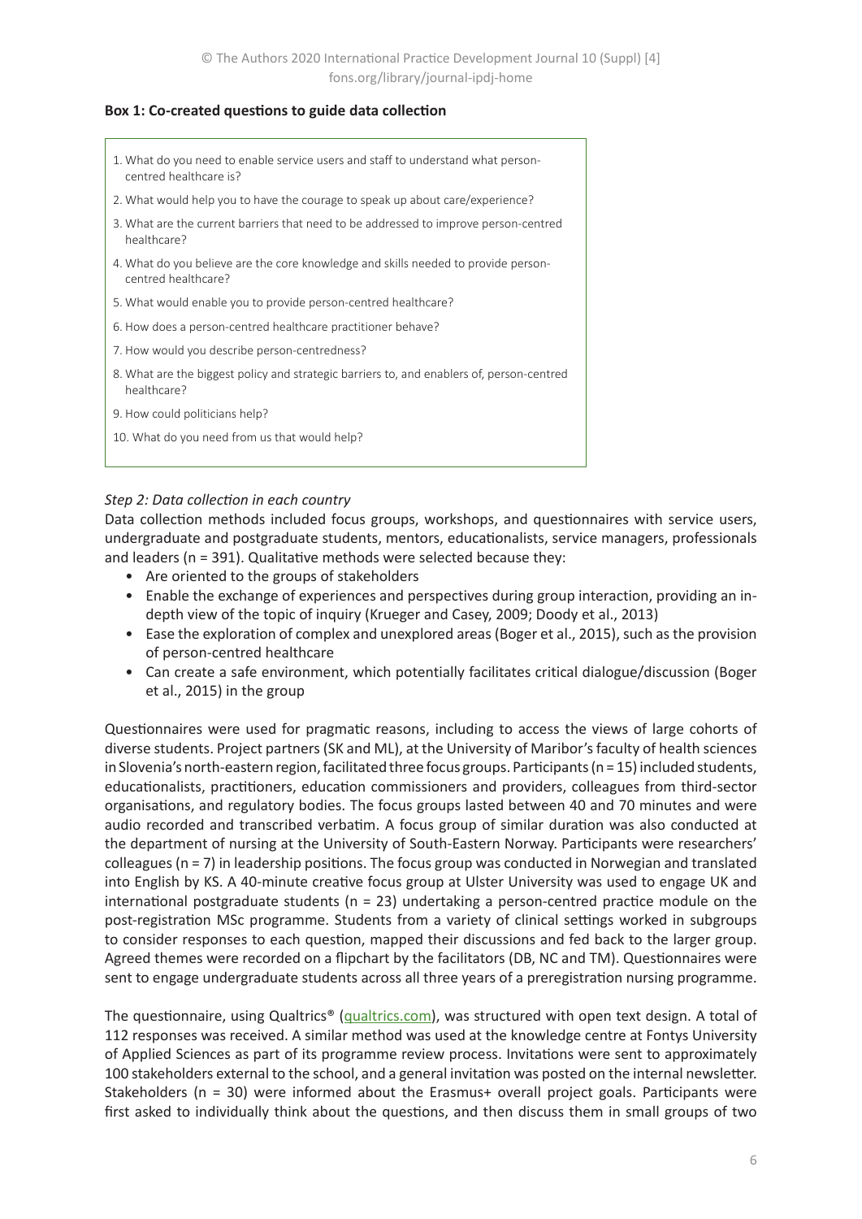**Box 1: Co-created questions to guide data collection**

1. What do you need to enable service users and staff to understand what person-centred healthcare is?
2. What would help you to have the courage to speak up about care/experience?
3. What are the current barriers that need to be addressed to improve person-centred healthcare?
4. What do you believe are the core knowledge and skills needed to provide person-centred healthcare?
5. What would enable you to provide person-centred healthcare?
6. How does a person-centred healthcare practitioner behave?
7. How would you describe person-centredness?
8. What are the biggest policy and strategic barriers to, and enablers of, person-centred healthcare?
9. How could politicians help?
10. What do you need from us that would help?

*Step 2: Data collection in each country*

Data collection methods included focus groups, workshops, and questionnaires with service users, undergraduate and postgraduate students, mentors, educationalists, service managers, professionals and leaders (n = 391). Qualitative methods were selected because they:

- Are oriented to the groups of stakeholders
- Enable the exchange of experiences and perspectives during group interaction, providing an in-depth view of the topic of inquiry (Krueger and Casey, 2009; Doody et al., 2013)
- Ease the exploration of complex and unexplored areas (Boger et al., 2015), such as the provision of person-centred healthcare
- Can create a safe environment, which potentially facilitates critical dialogue/discussion (Boger et al., 2015) in the group

Questionnaires were used for pragmatic reasons, including to access the views of large cohorts of diverse students. Project partners (SK and ML), at the University of Maribor's faculty of health sciences in Slovenia's north-eastern region, facilitated three focus groups. Participants (n = 15) included students, educationalists, practitioners, education commissioners and providers, colleagues from third-sector organisations, and regulatory bodies. The focus groups lasted between 40 and 70 minutes and were audio recorded and transcribed verbatim. A focus group of similar duration was also conducted at the department of nursing at the University of South-Eastern Norway. Participants were researchers' colleagues (n = 7) in leadership positions. The focus group was conducted in Norwegian and translated into English by KS. A 40-minute creative focus group at Ulster University was used to engage UK and international postgraduate students (n = 23) undertaking a person-centred practice module on the post-registration MSc programme. Students from a variety of clinical settings worked in subgroups to consider responses to each question, mapped their discussions and fed back to the larger group. Agreed themes were recorded on a flipchart by the facilitators (DB, NC and TM). Questionnaires were sent to engage undergraduate students across all three years of a preregistration nursing programme.

The questionnaire, using Qualtrics® (qualtrics.com), was structured with open text design. A total of 112 responses was received. A similar method was used at the knowledge centre at Fontys University of Applied Sciences as part of its programme review process. Invitations were sent to approximately 100 stakeholders external to the school, and a general invitation was posted on the internal newsletter. Stakeholders (n = 30) were informed about the Erasmus+ overall project goals. Participants were first asked to individually think about the questions, and then discuss them in small groups of two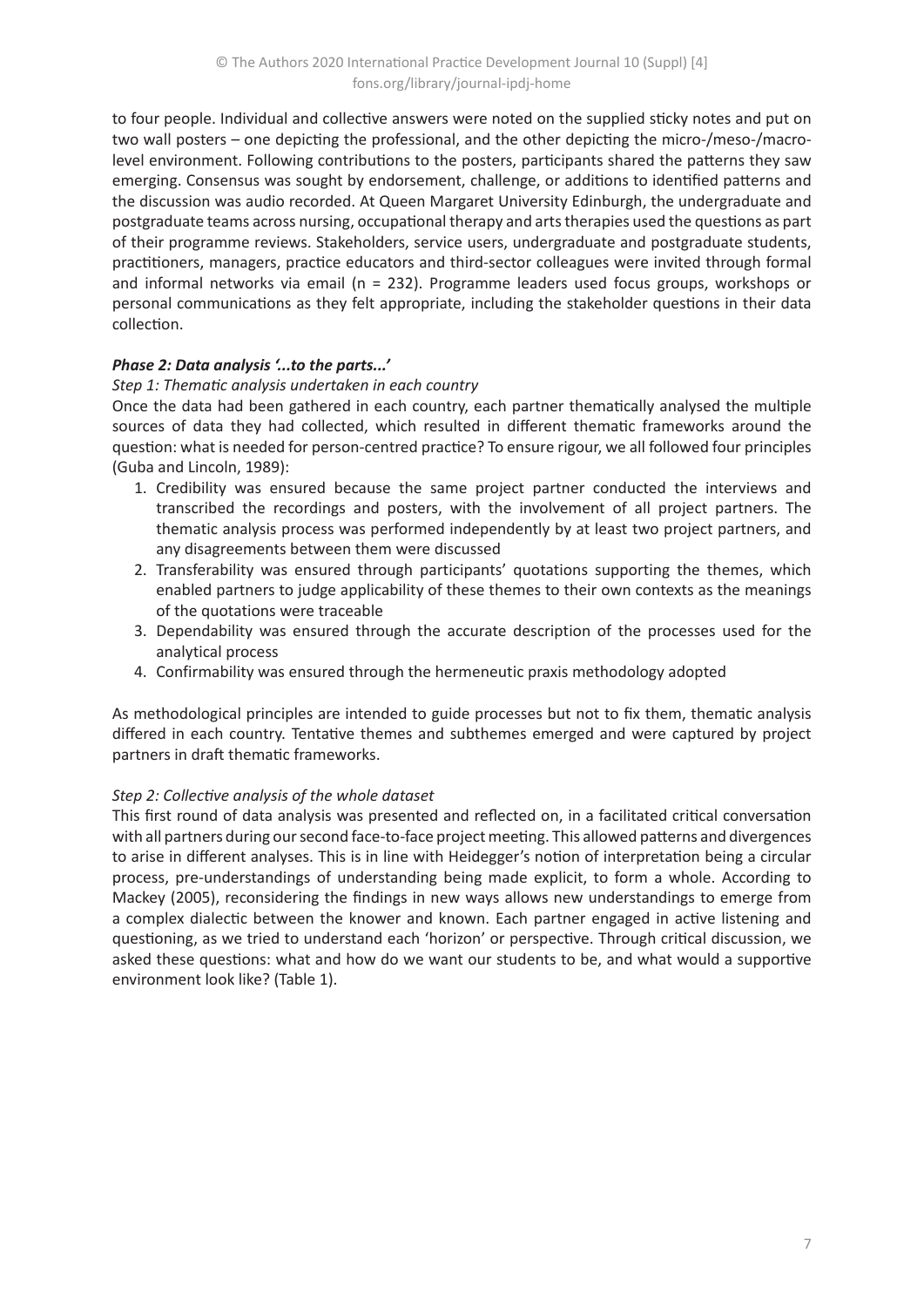to four people. Individual and collective answers were noted on the supplied sticky notes and put on two wall posters – one depicting the professional, and the other depicting the micro-/meso-/macro-level environment. Following contributions to the posters, participants shared the patterns they saw emerging. Consensus was sought by endorsement, challenge, or additions to identified patterns and the discussion was audio recorded. At Queen Margaret University Edinburgh, the undergraduate and postgraduate teams across nursing, occupational therapy and arts therapies used the questions as part of their programme reviews. Stakeholders, service users, undergraduate and postgraduate students, practitioners, managers, practice educators and third-sector colleagues were invited through formal and informal networks via email (n = 232). Programme leaders used focus groups, workshops or personal communications as they felt appropriate, including the stakeholder questions in their data collection.

### *Phase 2: Data analysis '...to the parts...'*

*Step 1: Thematic analysis undertaken in each country*

Once the data had been gathered in each country, each partner thematically analysed the multiple sources of data they had collected, which resulted in different thematic frameworks around the question: what is needed for person-centred practice? To ensure rigour, we all followed four principles (Guba and Lincoln, 1989):

1. Credibility was ensured because the same project partner conducted the interviews and transcribed the recordings and posters, with the involvement of all project partners. The thematic analysis process was performed independently by at least two project partners, and any disagreements between them were discussed
2. Transferability was ensured through participants' quotations supporting the themes, which enabled partners to judge applicability of these themes to their own contexts as the meanings of the quotations were traceable
3. Dependability was ensured through the accurate description of the processes used for the analytical process
4. Confirmability was ensured through the hermeneutic praxis methodology adopted

As methodological principles are intended to guide processes but not to fix them, thematic analysis differed in each country. Tentative themes and subthemes emerged and were captured by project partners in draft thematic frameworks.

*Step 2: Collective analysis of the whole dataset*

This first round of data analysis was presented and reflected on, in a facilitated critical conversation with all partners during our second face-to-face project meeting. This allowed patterns and divergences to arise in different analyses. This is in line with Heidegger's notion of interpretation being a circular process, pre-understandings of understanding being made explicit, to form a whole. According to Mackey (2005), reconsidering the findings in new ways allows new understandings to emerge from a complex dialectic between the knower and known. Each partner engaged in active listening and questioning, as we tried to understand each 'horizon' or perspective. Through critical discussion, we asked these questions: what and how do we want our students to be, and what would a supportive environment look like? (Table 1).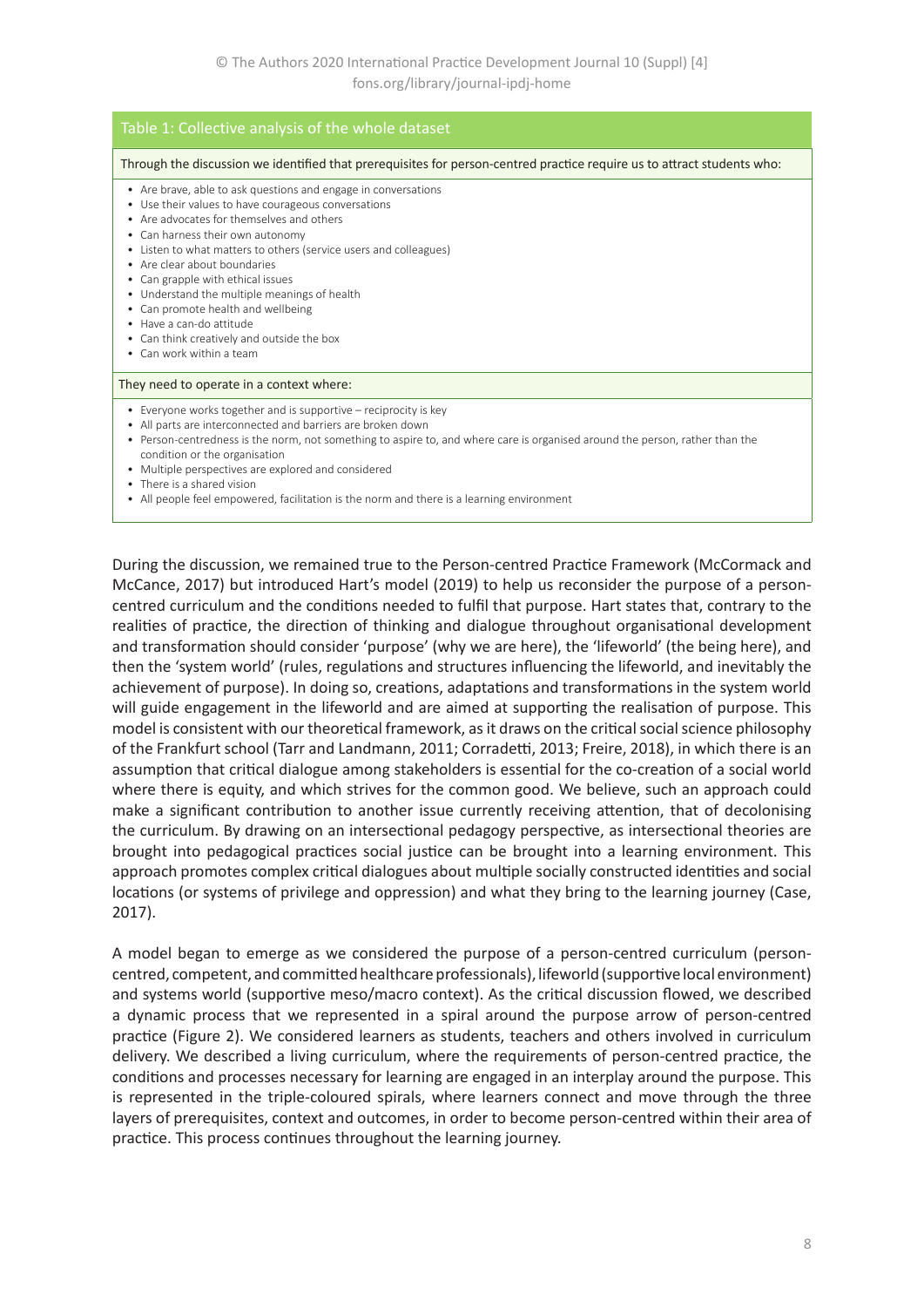**Table 1: Collective analysis of the whole dataset**

Through the discussion we identified that prerequisites for person-centred practice require us to attract students who:

- Are brave, able to ask questions and engage in conversations
- Use their values to have courageous conversations
- Are advocates for themselves and others
- Can harness their own autonomy
- Listen to what matters to others (service users and colleagues)
- Are clear about boundaries
- Can grapple with ethical issues
- Understand the multiple meanings of health
- Can promote health and wellbeing
- Have a can-do attitude
- Can think creatively and outside the box
- Can work within a team

They need to operate in a context where:

- Everyone works together and is supportive – reciprocity is key
- All parts are interconnected and barriers are broken down
- Person-centredness is the norm, not something to aspire to, and where care is organised around the person, rather than the condition or the organisation
- Multiple perspectives are explored and considered
- There is a shared vision
- All people feel empowered, facilitation is the norm and there is a learning environment

During the discussion, we remained true to the Person-centred Practice Framework (McCormack and McCance, 2017) but introduced Hart's model (2019) to help us reconsider the purpose of a person-centred curriculum and the conditions needed to fulfil that purpose. Hart states that, contrary to the realities of practice, the direction of thinking and dialogue throughout organisational development and transformation should consider 'purpose' (why we are here), the 'lifeworld' (the being here), and then the 'system world' (rules, regulations and structures influencing the lifeworld, and inevitably the achievement of purpose). In doing so, creations, adaptations and transformations in the system world will guide engagement in the lifeworld and are aimed at supporting the realisation of purpose. This model is consistent with our theoretical framework, as it draws on the critical social science philosophy of the Frankfurt school (Tarr and Landmann, 2011; Corradetti, 2013; Freire, 2018), in which there is an assumption that critical dialogue among stakeholders is essential for the co-creation of a social world where there is equity, and which strives for the common good. We believe, such an approach could make a significant contribution to another issue currently receiving attention, that of decolonising the curriculum. By drawing on an intersectional pedagogy perspective, as intersectional theories are brought into pedagogical practices social justice can be brought into a learning environment. This approach promotes complex critical dialogues about multiple socially constructed identities and social locations (or systems of privilege and oppression) and what they bring to the learning journey (Case, 2017).

A model began to emerge as we considered the purpose of a person-centred curriculum (person-centred, competent, and committed healthcare professionals), lifeworld (supportive local environment) and systems world (supportive meso/macro context). As the critical discussion flowed, we described a dynamic process that we represented in a spiral around the purpose arrow of person-centred practice (Figure 2). We considered learners as students, teachers and others involved in curriculum delivery. We described a living curriculum, where the requirements of person-centred practice, the conditions and processes necessary for learning are engaged in an interplay around the purpose. This is represented in the triple-coloured spirals, where learners connect and move through the three layers of prerequisites, context and outcomes, in order to become person-centred within their area of practice. This process continues throughout the learning journey.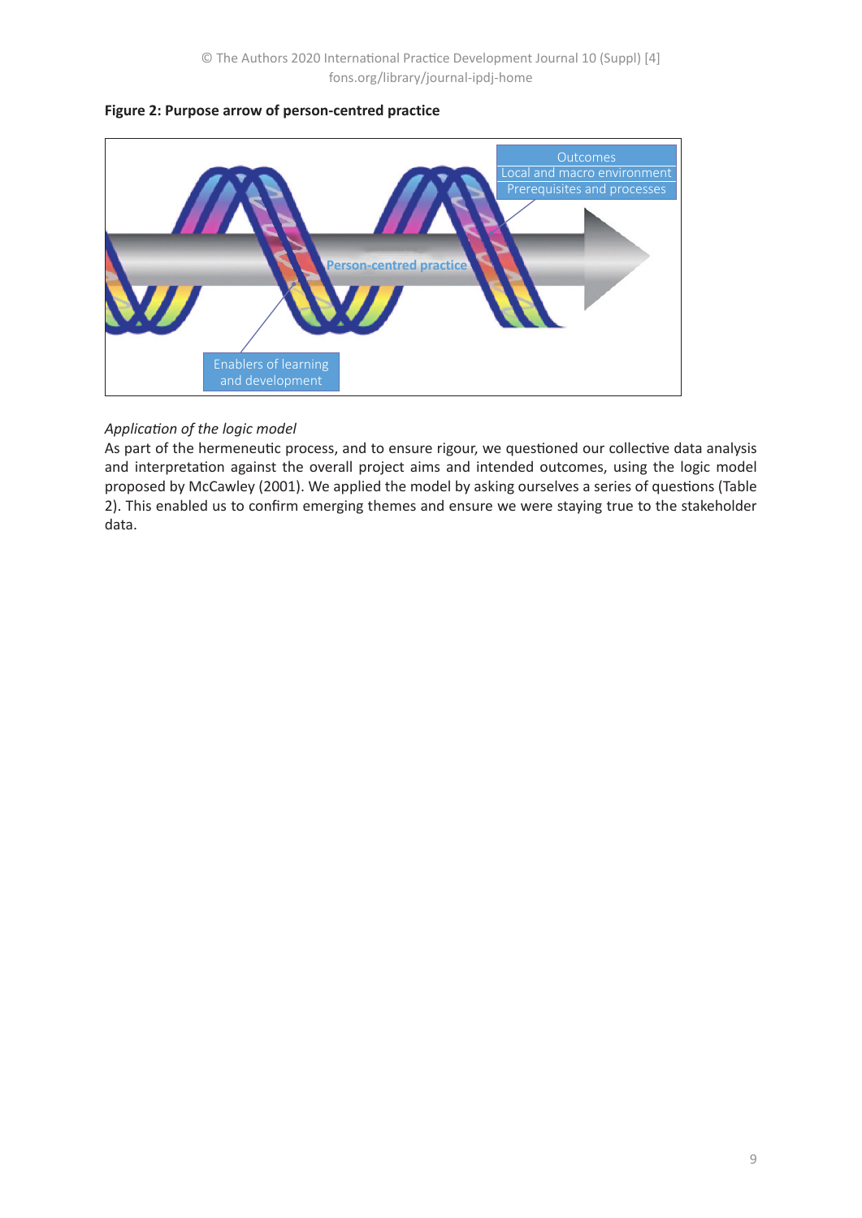**Figure 2: Purpose arrow of person-centred practice**

*Application of the logic model*

As part of the hermeneutic process, and to ensure rigour, we questioned our collective data analysis and interpretation against the overall project aims and intended outcomes, using the logic model proposed by McCawley (2001). We applied the model by asking ourselves a series of questions (Table 2). This enabled us to confirm emerging themes and ensure we were staying true to the stakeholder data.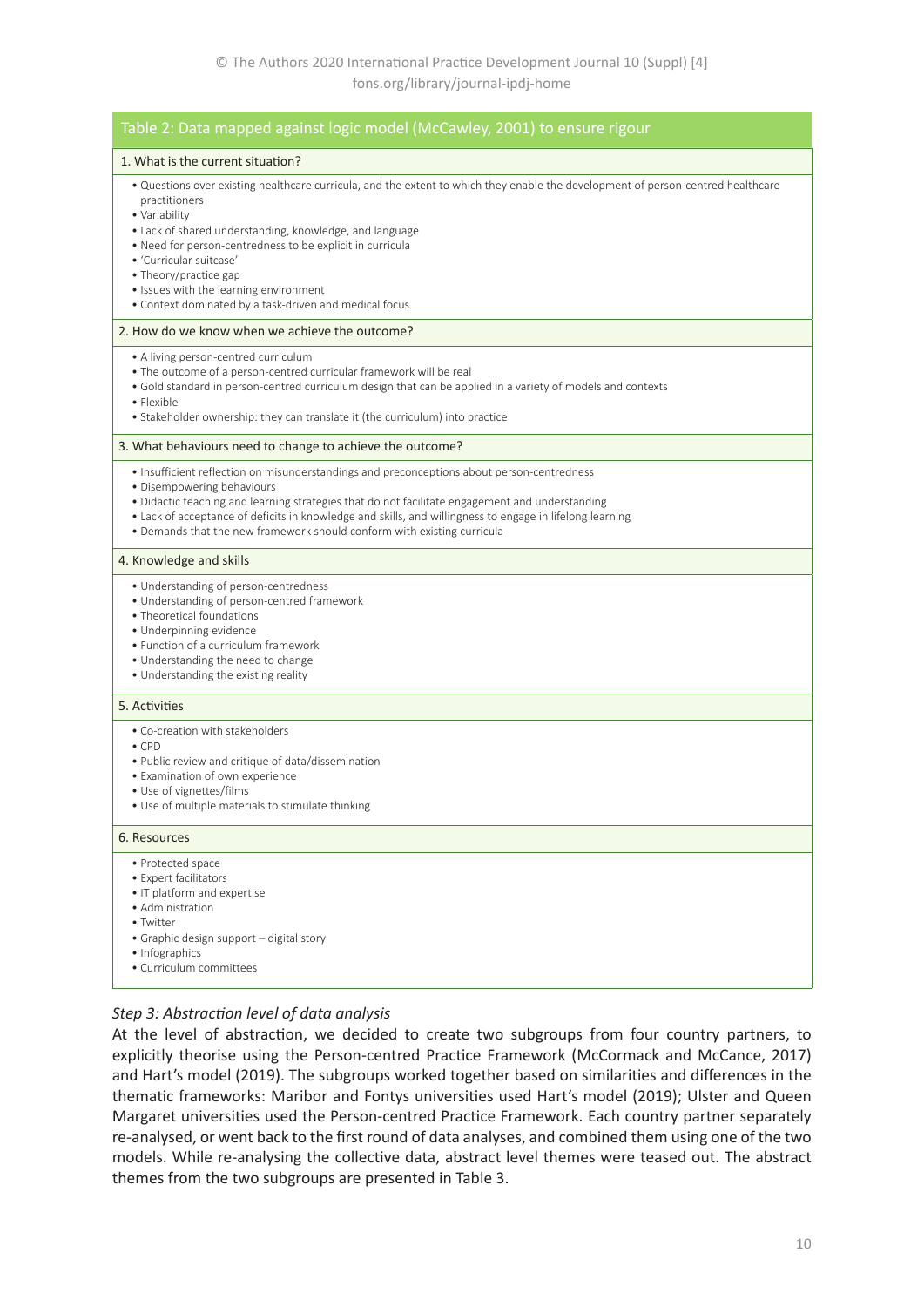**Table 2: Data mapped against logic model (McCawley, 2001) to ensure rigour**

| 1. What is the current situation? |
|---|
| • Questions over existing healthcare curricula, and the extent to which they enable the development of person-centred healthcare practitioners<br>• Variability<br>• Lack of shared understanding, knowledge, and language<br>• Need for person-centredness to be explicit in curricula<br>• 'Curricular suitcase'<br>• Theory/practice gap<br>• Issues with the learning environment<br>• Context dominated by a task-driven and medical focus |
| **2. How do we know when we achieve the outcome?** |
| • A living person-centred curriculum<br>• The outcome of a person-centred curricular framework will be real<br>• Gold standard in person-centred curriculum design that can be applied in a variety of models and contexts<br>• Flexible<br>• Stakeholder ownership: they can translate it (the curriculum) into practice |
| **3. What behaviours need to change to achieve the outcome?** |
| • Insufficient reflection on misunderstandings and preconceptions about person-centredness<br>• Disempowering behaviours<br>• Didactic teaching and learning strategies that do not facilitate engagement and understanding<br>• Lack of acceptance of deficits in knowledge and skills, and willingness to engage in lifelong learning<br>• Demands that the new framework should conform with existing curricula |
| **4. Knowledge and skills** |
| • Understanding of person-centredness<br>• Understanding of person-centred framework<br>• Theoretical foundations<br>• Underpinning evidence<br>• Function of a curriculum framework<br>• Understanding the need to change<br>• Understanding the existing reality |
| **5. Activities** |
| • Co-creation with stakeholders<br>• CPD<br>• Public review and critique of data/dissemination<br>• Examination of own experience<br>• Use of vignettes/films<br>• Use of multiple materials to stimulate thinking |
| **6. Resources** |
| • Protected space<br>• Expert facilitators<br>• IT platform and expertise<br>• Administration<br>• Twitter<br>• Graphic design support – digital story<br>• Infographics<br>• Curriculum committees |

*Step 3: Abstraction level of data analysis*

At the level of abstraction, we decided to create two subgroups from four country partners, to explicitly theorise using the Person-centred Practice Framework (McCormack and McCance, 2017) and Hart's model (2019). The subgroups worked together based on similarities and differences in the thematic frameworks: Maribor and Fontys universities used Hart's model (2019); Ulster and Queen Margaret universities used the Person-centred Practice Framework. Each country partner separately re-analysed, or went back to the first round of data analyses, and combined them using one of the two models. While re-analysing the collective data, abstract level themes were teased out. The abstract themes from the two subgroups are presented in Table 3.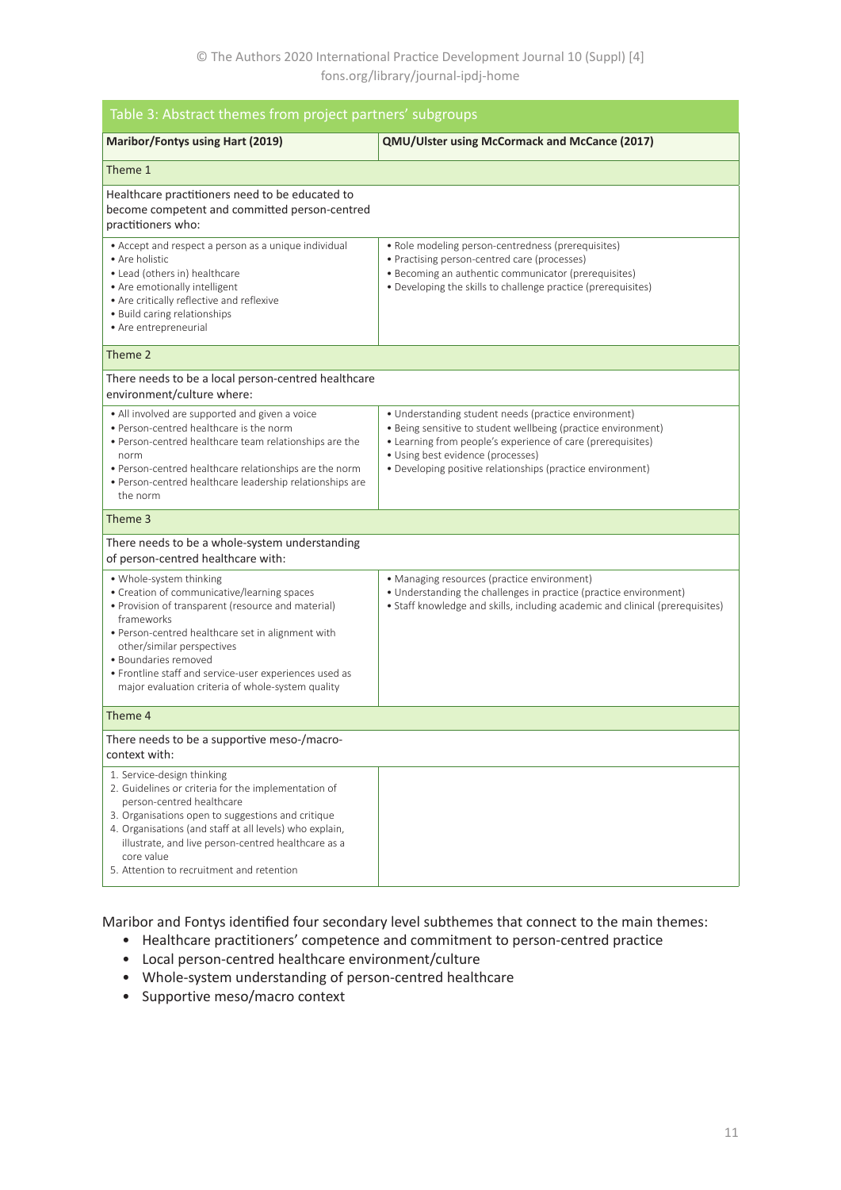Table 3: Abstract themes from project partners' subgroups

| Maribor/Fontys using Hart (2019) | QMU/Ulster using McCormack and McCance (2017) |
| --- | --- |
| **Theme 1** | |
| Healthcare practitioners need to be educated to become competent and committed person-centred practitioners who: | |
| • Accept and respect a person as a unique individual<br>• Are holistic<br>• Lead (others in) healthcare<br>• Are emotionally intelligent<br>• Are critically reflective and reflexive<br>• Build caring relationships<br>• Are entrepreneurial | • Role modeling person-centredness (prerequisites)<br>• Practising person-centred care (processes)<br>• Becoming an authentic communicator (prerequisites)<br>• Developing the skills to challenge practice (prerequisites) |
| **Theme 2** | |
| There needs to be a local person-centred healthcare environment/culture where: | |
| • All involved are supported and given a voice<br>• Person-centred healthcare is the norm<br>• Person-centred healthcare team relationships are the norm<br>• Person-centred healthcare relationships are the norm<br>• Person-centred healthcare leadership relationships are the norm | • Understanding student needs (practice environment)<br>• Being sensitive to student wellbeing (practice environment)<br>• Learning from people's experience of care (prerequisites)<br>• Using best evidence (processes)<br>• Developing positive relationships (practice environment) |
| **Theme 3** | |
| There needs to be a whole-system understanding of person-centred healthcare with: | |
| • Whole-system thinking<br>• Creation of communicative/learning spaces<br>• Provision of transparent (resource and material) frameworks<br>• Person-centred healthcare set in alignment with other/similar perspectives<br>• Boundaries removed<br>• Frontline staff and service-user experiences used as major evaluation criteria of whole-system quality | • Managing resources (practice environment)<br>• Understanding the challenges in practice (practice environment)<br>• Staff knowledge and skills, including academic and clinical (prerequisites) |
| **Theme 4** | |
| There needs to be a supportive meso-/macro-context with: | |
| 1. Service-design thinking<br>2. Guidelines or criteria for the implementation of person-centred healthcare<br>3. Organisations open to suggestions and critique<br>4. Organisations (and staff at all levels) who explain, illustrate, and live person-centred healthcare as a core value<br>5. Attention to recruitment and retention | |

Maribor and Fontys identified four secondary level subthemes that connect to the main themes:

- Healthcare practitioners' competence and commitment to person-centred practice
- Local person-centred healthcare environment/culture
- Whole-system understanding of person-centred healthcare
- Supportive meso/macro context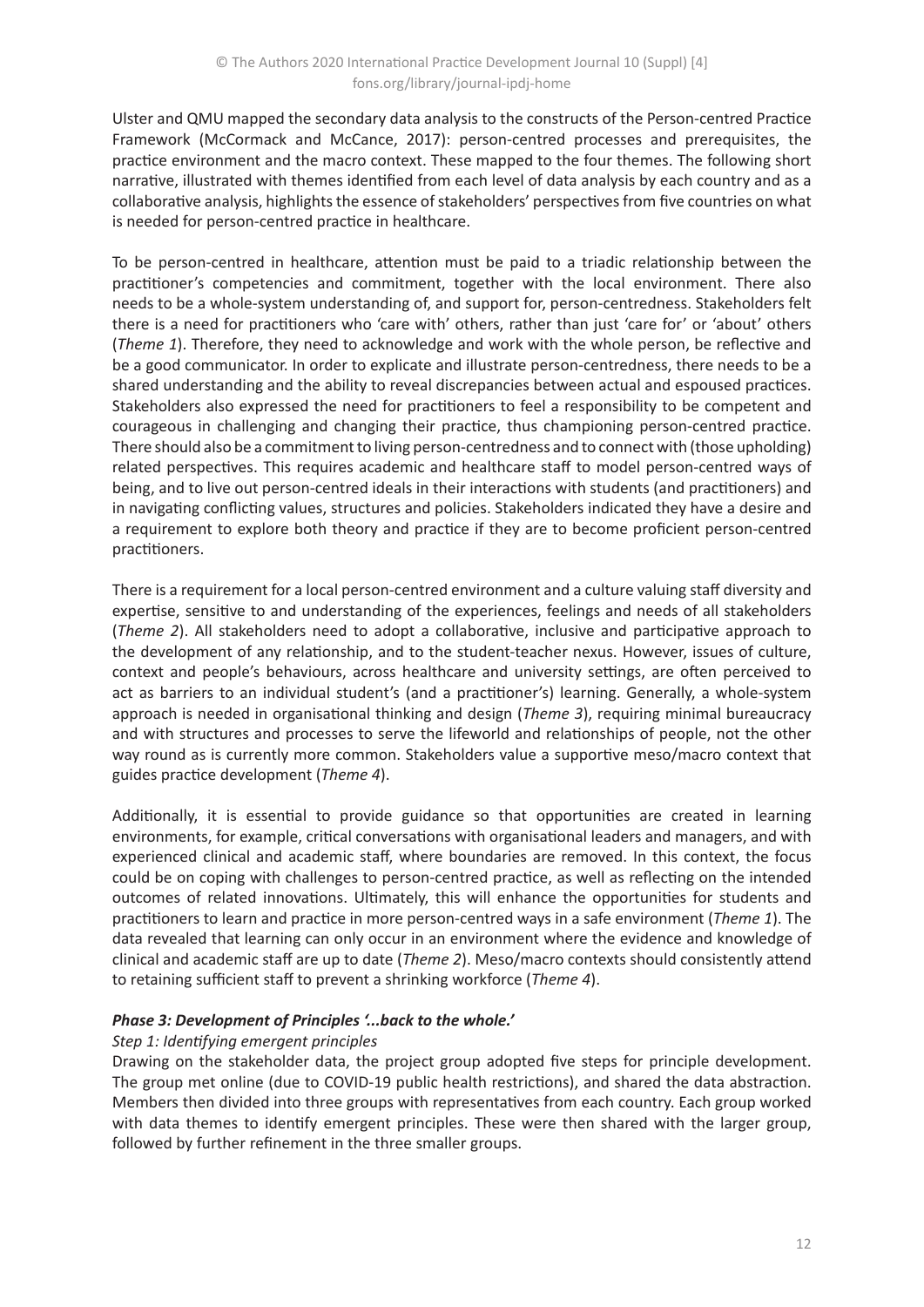Ulster and QMU mapped the secondary data analysis to the constructs of the Person-centred Practice Framework (McCormack and McCance, 2017): person-centred processes and prerequisites, the practice environment and the macro context. These mapped to the four themes. The following short narrative, illustrated with themes identified from each level of data analysis by each country and as a collaborative analysis, highlights the essence of stakeholders' perspectives from five countries on what is needed for person-centred practice in healthcare.

To be person-centred in healthcare, attention must be paid to a triadic relationship between the practitioner's competencies and commitment, together with the local environment. There also needs to be a whole-system understanding of, and support for, person-centredness. Stakeholders felt there is a need for practitioners who 'care with' others, rather than just 'care for' or 'about' others (*Theme 1*). Therefore, they need to acknowledge and work with the whole person, be reflective and be a good communicator. In order to explicate and illustrate person-centredness, there needs to be a shared understanding and the ability to reveal discrepancies between actual and espoused practices. Stakeholders also expressed the need for practitioners to feel a responsibility to be competent and courageous in challenging and changing their practice, thus championing person-centred practice. There should also be a commitment to living person-centredness and to connect with (those upholding) related perspectives. This requires academic and healthcare staff to model person-centred ways of being, and to live out person-centred ideals in their interactions with students (and practitioners) and in navigating conflicting values, structures and policies. Stakeholders indicated they have a desire and a requirement to explore both theory and practice if they are to become proficient person-centred practitioners.

There is a requirement for a local person-centred environment and a culture valuing staff diversity and expertise, sensitive to and understanding of the experiences, feelings and needs of all stakeholders (*Theme 2*). All stakeholders need to adopt a collaborative, inclusive and participative approach to the development of any relationship, and to the student-teacher nexus. However, issues of culture, context and people's behaviours, across healthcare and university settings, are often perceived to act as barriers to an individual student's (and a practitioner's) learning. Generally, a whole-system approach is needed in organisational thinking and design (*Theme 3*), requiring minimal bureaucracy and with structures and processes to serve the lifeworld and relationships of people, not the other way round as is currently more common. Stakeholders value a supportive meso/macro context that guides practice development (*Theme 4*).

Additionally, it is essential to provide guidance so that opportunities are created in learning environments, for example, critical conversations with organisational leaders and managers, and with experienced clinical and academic staff, where boundaries are removed. In this context, the focus could be on coping with challenges to person-centred practice, as well as reflecting on the intended outcomes of related innovations. Ultimately, this will enhance the opportunities for students and practitioners to learn and practice in more person-centred ways in a safe environment (*Theme 1*). The data revealed that learning can only occur in an environment where the evidence and knowledge of clinical and academic staff are up to date (*Theme 2*). Meso/macro contexts should consistently attend to retaining sufficient staff to prevent a shrinking workforce (*Theme 4*).

#### *Phase 3: Development of Principles '...back to the whole.'*

*Step 1: Identifying emergent principles*

Drawing on the stakeholder data, the project group adopted five steps for principle development. The group met online (due to COVID-19 public health restrictions), and shared the data abstraction. Members then divided into three groups with representatives from each country. Each group worked with data themes to identify emergent principles. These were then shared with the larger group, followed by further refinement in the three smaller groups.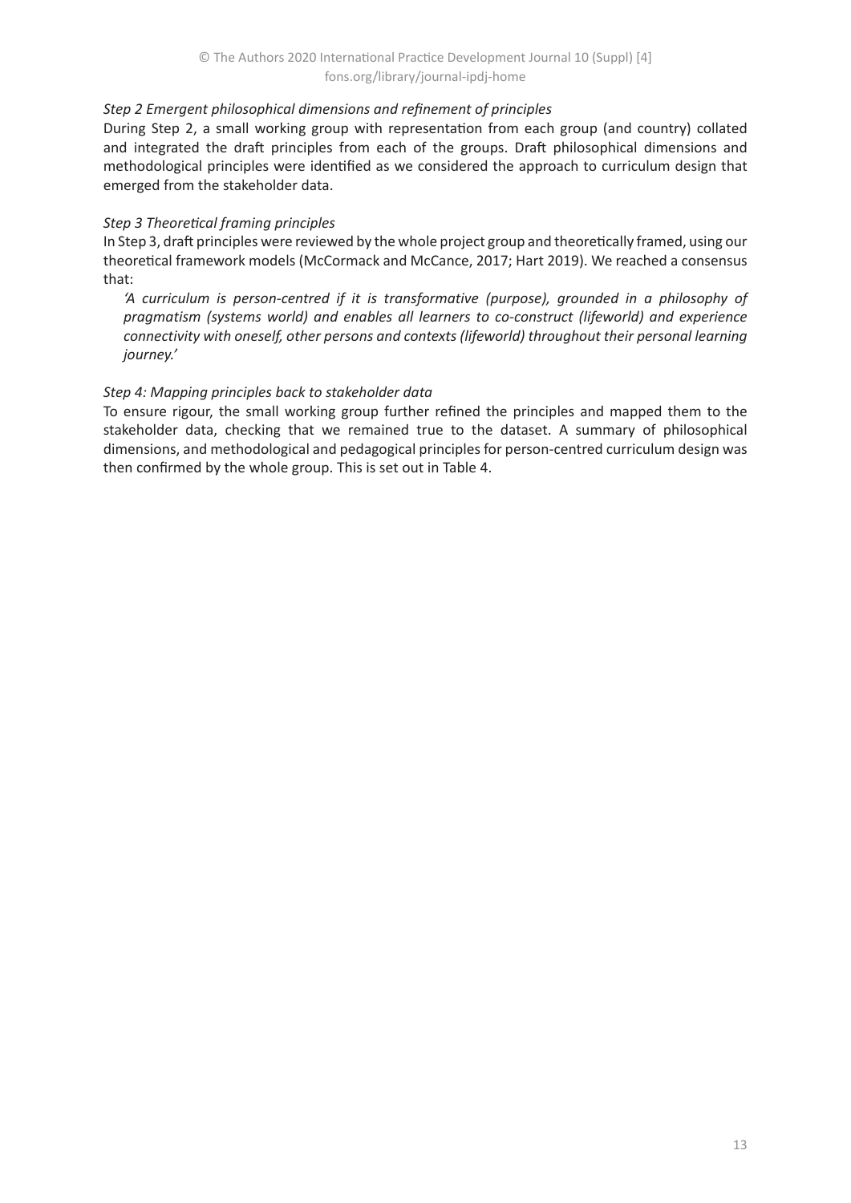*Step 2 Emergent philosophical dimensions and refinement of principles*

During Step 2, a small working group with representation from each group (and country) collated and integrated the draft principles from each of the groups. Draft philosophical dimensions and methodological principles were identified as we considered the approach to curriculum design that emerged from the stakeholder data.

*Step 3 Theoretical framing principles*

In Step 3, draft principles were reviewed by the whole project group and theoretically framed, using our theoretical framework models (McCormack and McCance, 2017; Hart 2019). We reached a consensus that:

> *'A curriculum is person-centred if it is transformative (purpose), grounded in a philosophy of pragmatism (systems world) and enables all learners to co-construct (lifeworld) and experience connectivity with oneself, other persons and contexts (lifeworld) throughout their personal learning journey.'*

*Step 4: Mapping principles back to stakeholder data*

To ensure rigour, the small working group further refined the principles and mapped them to the stakeholder data, checking that we remained true to the dataset. A summary of philosophical dimensions, and methodological and pedagogical principles for person-centred curriculum design was then confirmed by the whole group. This is set out in Table 4.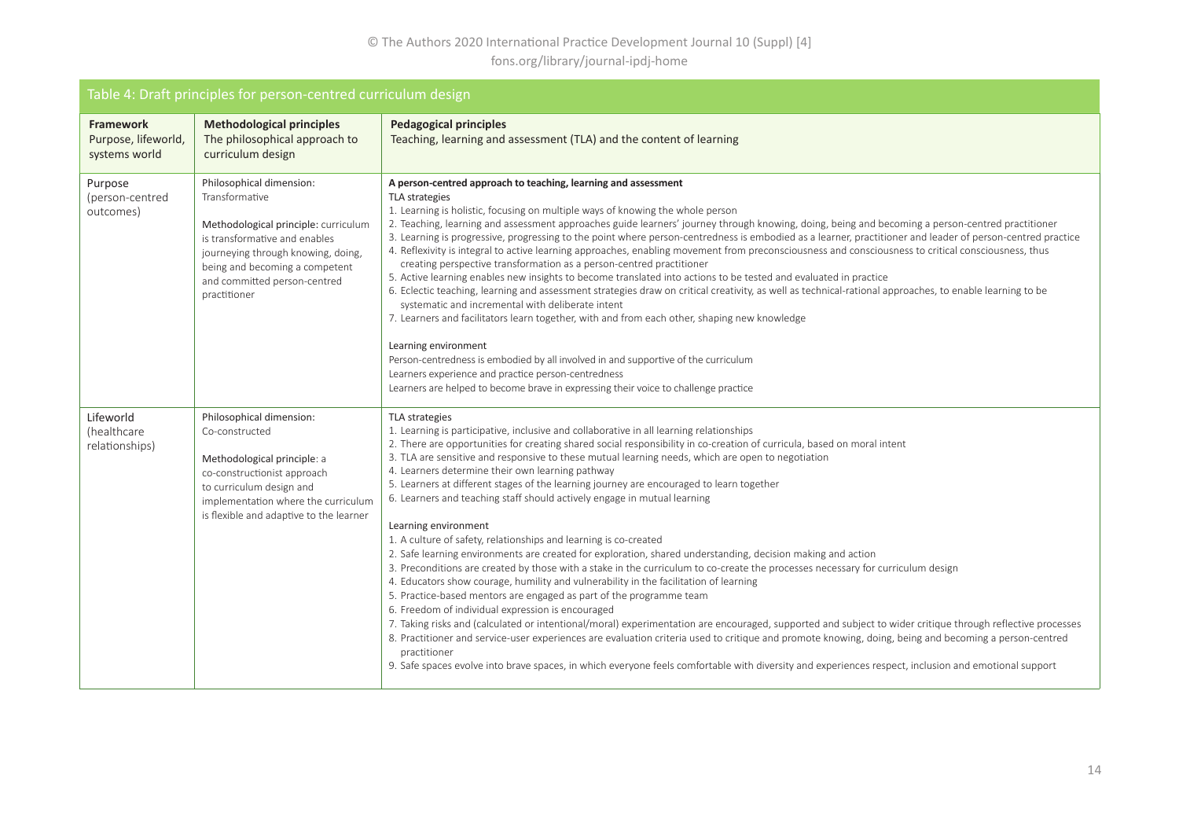Table 4: Draft principles for person-centred curriculum design

| **Framework** Purpose, lifeworld, systems world | **Methodological principles** The philosophical approach to curriculum design | **Pedagogical principles** Teaching, learning and assessment (TLA) and the content of learning |
|---|---|---|
| Purpose (person-centred outcomes) | Philosophical dimension: Transformative<br><br>Methodological principle: curriculum is transformative and enables journeying through knowing, doing, being and becoming a competent and committed person-centred practitioner | **A person-centred approach to teaching, learning and assessment**<br>TLA strategies<br>1. Learning is holistic, focusing on multiple ways of knowing the whole person<br>2. Teaching, learning and assessment approaches guide learners' journey through knowing, doing, being and becoming a person-centred practitioner<br>3. Learning is progressive, progressing to the point where person-centredness is embodied as a learner, practitioner and leader of person-centred practice<br>4. Reflexivity is integral to active learning approaches, enabling movement from preconsciousness and consciousness to critical consciousness, thus creating perspective transformation as a person-centred practitioner<br>5. Active learning enables new insights to become translated into actions to be tested and evaluated in practice<br>6. Eclectic teaching, learning and assessment strategies draw on critical creativity, as well as technical-rational approaches, to enable learning to be systematic and incremental with deliberate intent<br>7. Learners and facilitators learn together, with and from each other, shaping new knowledge<br><br>Learning environment<br>Person-centredness is embodied by all involved in and supportive of the curriculum<br>Learners experience and practice person-centredness<br>Learners are helped to become brave in expressing their voice to challenge practice |
| Lifeworld (healthcare relationships) | Philosophical dimension: Co-constructed<br><br>Methodological principle: a co-constructionist approach to curriculum design and implementation where the curriculum is flexible and adaptive to the learner | TLA strategies<br>1. Learning is participative, inclusive and collaborative in all learning relationships<br>2. There are opportunities for creating shared social responsibility in co-creation of curricula, based on moral intent<br>3. TLA are sensitive and responsive to these mutual learning needs, which are open to negotiation<br>4. Learners determine their own learning pathway<br>5. Learners at different stages of the learning journey are encouraged to learn together<br>6. Learners and teaching staff should actively engage in mutual learning<br><br>Learning environment<br>1. A culture of safety, relationships and learning is co-created<br>2. Safe learning environments are created for exploration, shared understanding, decision making and action<br>3. Preconditions are created by those with a stake in the curriculum to co-create the processes necessary for curriculum design<br>4. Educators show courage, humility and vulnerability in the facilitation of learning<br>5. Practice-based mentors are engaged as part of the programme team<br>6. Freedom of individual expression is encouraged<br>7. Taking risks and (calculated or intentional/moral) experimentation are encouraged, supported and subject to wider critique through reflective processes<br>8. Practitioner and service-user experiences are evaluation criteria used to critique and promote knowing, doing, being and becoming a person-centred practitioner<br>9. Safe spaces evolve into brave spaces, in which everyone feels comfortable with diversity and experiences respect, inclusion and emotional support |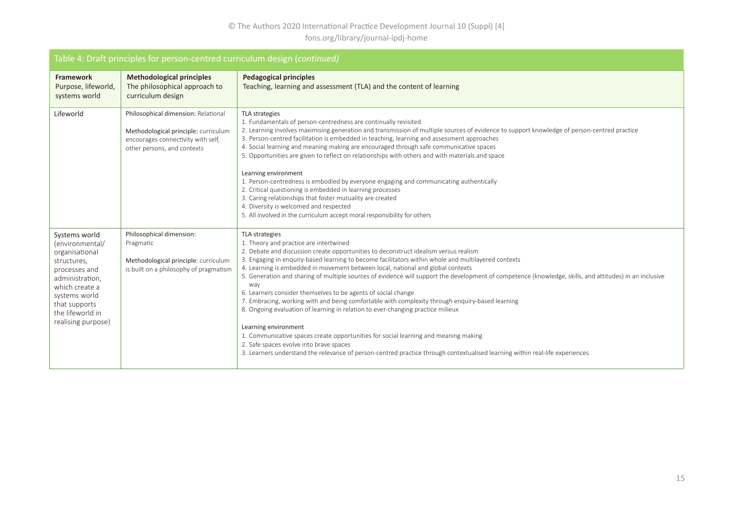| Table 4: Draft principles for person-centred curriculum design (*continued)* | | |
|---|---|---|
| **Framework** Purpose, lifeworld, systems world | **Methodological principles** The philosophical approach to curriculum design | **Pedagogical principles** Teaching, learning and assessment (TLA) and the content of learning |
| Lifeworld | Philosophical dimension: Relational<br><br>Methodological principle: curriculum encourages connectivity with self, other persons, and contexts | TLA strategies<br>1. Fundamentals of person-centredness are continually revisited<br>2. Learning involves maximising generation and transmission of multiple sources of evidence to support knowledge of person-centred practice<br>3. Person-centred facilitation is embedded in teaching, learning and assessment approaches<br>4. Social learning and meaning making are encouraged through safe communicative spaces<br>5. Opportunities are given to reflect on relationships with others and with materials and space<br><br>Learning environment<br>1. Person-centredness is embodied by everyone engaging and communicating authentically<br>2. Critical questioning is embedded in learning processes<br>3. Caring relationships that foster mutuality are created<br>4. Diversity is welcomed and respected<br>5. All involved in the curriculum accept moral responsibility for others |
| Systems world (environmental/ organisational structures, processes and administration, which create a systems world that supports the lifeworld in realising purpose) | Philosophical dimension: Pragmatic<br><br>Methodological principle: curriculum is built on a philosophy of pragmatism | TLA strategies<br>1. Theory and practice are intertwined<br>2. Debate and discussion create opportunities to deconstruct idealism versus realism<br>3. Engaging in enquiry-based learning to become facilitators within whole and multilayered contexts<br>4. Learning is embedded in movement between local, national and global contexts<br>5. Generation and sharing of multiple sources of evidence will support the development of competence (knowledge, skills, and attitudes) in an inclusive way<br>6. Learners consider themselves to be agents of social change<br>7. Embracing, working with and being comfortable with complexity through enquiry-based learning<br>8. Ongoing evaluation of learning in relation to ever-changing practice milieux<br><br>Learning environment<br>1. Communicative spaces create opportunities for social learning and meaning making<br>2. Safe spaces evolve into brave spaces<br>3. Learners understand the relevance of person-centred practice through contextualised learning within real-life experiences |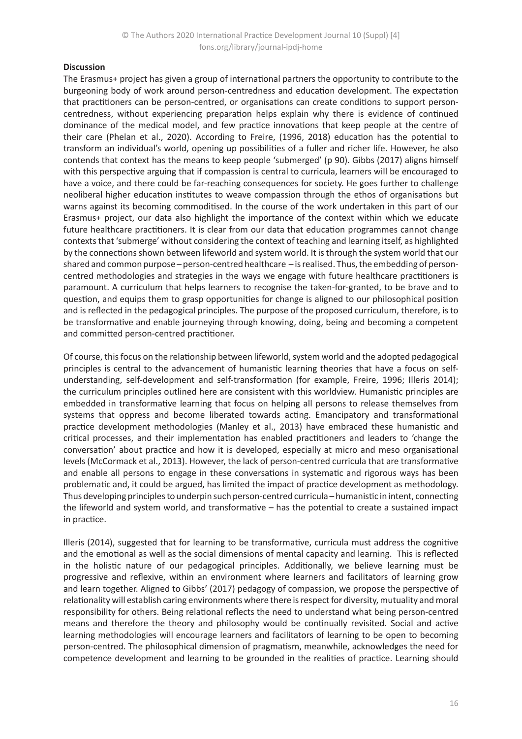**Discussion**

The Erasmus+ project has given a group of international partners the opportunity to contribute to the burgeoning body of work around person-centredness and education development. The expectation that practitioners can be person-centred, or organisations can create conditions to support person-centredness, without experiencing preparation helps explain why there is evidence of continued dominance of the medical model, and few practice innovations that keep people at the centre of their care (Phelan et al., 2020). According to Freire, (1996, 2018) education has the potential to transform an individual's world, opening up possibilities of a fuller and richer life. However, he also contends that context has the means to keep people 'submerged' (p 90). Gibbs (2017) aligns himself with this perspective arguing that if compassion is central to curricula, learners will be encouraged to have a voice, and there could be far-reaching consequences for society. He goes further to challenge neoliberal higher education institutes to weave compassion through the ethos of organisations but warns against its becoming commoditised. In the course of the work undertaken in this part of our Erasmus+ project, our data also highlight the importance of the context within which we educate future healthcare practitioners. It is clear from our data that education programmes cannot change contexts that 'submerge' without considering the context of teaching and learning itself, as highlighted by the connections shown between lifeworld and system world. It is through the system world that our shared and common purpose – person-centred healthcare – is realised. Thus, the embedding of person-centred methodologies and strategies in the ways we engage with future healthcare practitioners is paramount. A curriculum that helps learners to recognise the taken-for-granted, to be brave and to question, and equips them to grasp opportunities for change is aligned to our philosophical position and is reflected in the pedagogical principles. The purpose of the proposed curriculum, therefore, is to be transformative and enable journeying through knowing, doing, being and becoming a competent and committed person-centred practitioner.

Of course, this focus on the relationship between lifeworld, system world and the adopted pedagogical principles is central to the advancement of humanistic learning theories that have a focus on self-understanding, self-development and self-transformation (for example, Freire, 1996; Illeris 2014); the curriculum principles outlined here are consistent with this worldview. Humanistic principles are embedded in transformative learning that focus on helping all persons to release themselves from systems that oppress and become liberated towards acting. Emancipatory and transformational practice development methodologies (Manley et al., 2013) have embraced these humanistic and critical processes, and their implementation has enabled practitioners and leaders to 'change the conversation' about practice and how it is developed, especially at micro and meso organisational levels (McCormack et al., 2013). However, the lack of person-centred curricula that are transformative and enable all persons to engage in these conversations in systematic and rigorous ways has been problematic and, it could be argued, has limited the impact of practice development as methodology. Thus developing principles to underpin such person-centred curricula – humanistic in intent, connecting the lifeworld and system world, and transformative – has the potential to create a sustained impact in practice.

Illeris (2014), suggested that for learning to be transformative, curricula must address the cognitive and the emotional as well as the social dimensions of mental capacity and learning. This is reflected in the holistic nature of our pedagogical principles. Additionally, we believe learning must be progressive and reflexive, within an environment where learners and facilitators of learning grow and learn together. Aligned to Gibbs' (2017) pedagogy of compassion, we propose the perspective of relationality will establish caring environments where there is respect for diversity, mutuality and moral responsibility for others. Being relational reflects the need to understand what being person-centred means and therefore the theory and philosophy would be continually revisited. Social and active learning methodologies will encourage learners and facilitators of learning to be open to becoming person-centred. The philosophical dimension of pragmatism, meanwhile, acknowledges the need for competence development and learning to be grounded in the realities of practice. Learning should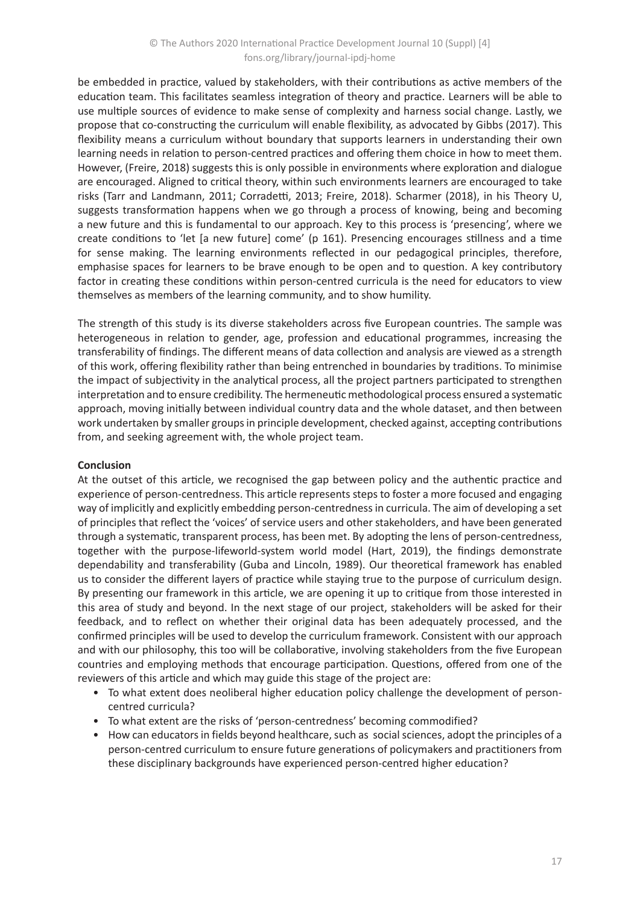be embedded in practice, valued by stakeholders, with their contributions as active members of the education team. This facilitates seamless integration of theory and practice. Learners will be able to use multiple sources of evidence to make sense of complexity and harness social change. Lastly, we propose that co-constructing the curriculum will enable flexibility, as advocated by Gibbs (2017). This flexibility means a curriculum without boundary that supports learners in understanding their own learning needs in relation to person-centred practices and offering them choice in how to meet them. However, (Freire, 2018) suggests this is only possible in environments where exploration and dialogue are encouraged. Aligned to critical theory, within such environments learners are encouraged to take risks (Tarr and Landmann, 2011; Corradetti, 2013; Freire, 2018). Scharmer (2018), in his Theory U, suggests transformation happens when we go through a process of knowing, being and becoming a new future and this is fundamental to our approach. Key to this process is 'presencing', where we create conditions to 'let [a new future] come' (p 161). Presencing encourages stillness and a time for sense making. The learning environments reflected in our pedagogical principles, therefore, emphasise spaces for learners to be brave enough to be open and to question. A key contributory factor in creating these conditions within person-centred curricula is the need for educators to view themselves as members of the learning community, and to show humility.

The strength of this study is its diverse stakeholders across five European countries. The sample was heterogeneous in relation to gender, age, profession and educational programmes, increasing the transferability of findings. The different means of data collection and analysis are viewed as a strength of this work, offering flexibility rather than being entrenched in boundaries by traditions. To minimise the impact of subjectivity in the analytical process, all the project partners participated to strengthen interpretation and to ensure credibility. The hermeneutic methodological process ensured a systematic approach, moving initially between individual country data and the whole dataset, and then between work undertaken by smaller groups in principle development, checked against, accepting contributions from, and seeking agreement with, the whole project team.

**Conclusion**

At the outset of this article, we recognised the gap between policy and the authentic practice and experience of person-centredness. This article represents steps to foster a more focused and engaging way of implicitly and explicitly embedding person-centredness in curricula. The aim of developing a set of principles that reflect the 'voices' of service users and other stakeholders, and have been generated through a systematic, transparent process, has been met. By adopting the lens of person-centredness, together with the purpose-lifeworld-system world model (Hart, 2019), the findings demonstrate dependability and transferability (Guba and Lincoln, 1989). Our theoretical framework has enabled us to consider the different layers of practice while staying true to the purpose of curriculum design. By presenting our framework in this article, we are opening it up to critique from those interested in this area of study and beyond. In the next stage of our project, stakeholders will be asked for their feedback, and to reflect on whether their original data has been adequately processed, and the confirmed principles will be used to develop the curriculum framework. Consistent with our approach and with our philosophy, this too will be collaborative, involving stakeholders from the five European countries and employing methods that encourage participation. Questions, offered from one of the reviewers of this article and which may guide this stage of the project are:

- To what extent does neoliberal higher education policy challenge the development of person-centred curricula?
- To what extent are the risks of 'person-centredness' becoming commodified?
- How can educators in fields beyond healthcare, such as social sciences, adopt the principles of a person-centred curriculum to ensure future generations of policymakers and practitioners from these disciplinary backgrounds have experienced person-centred higher education?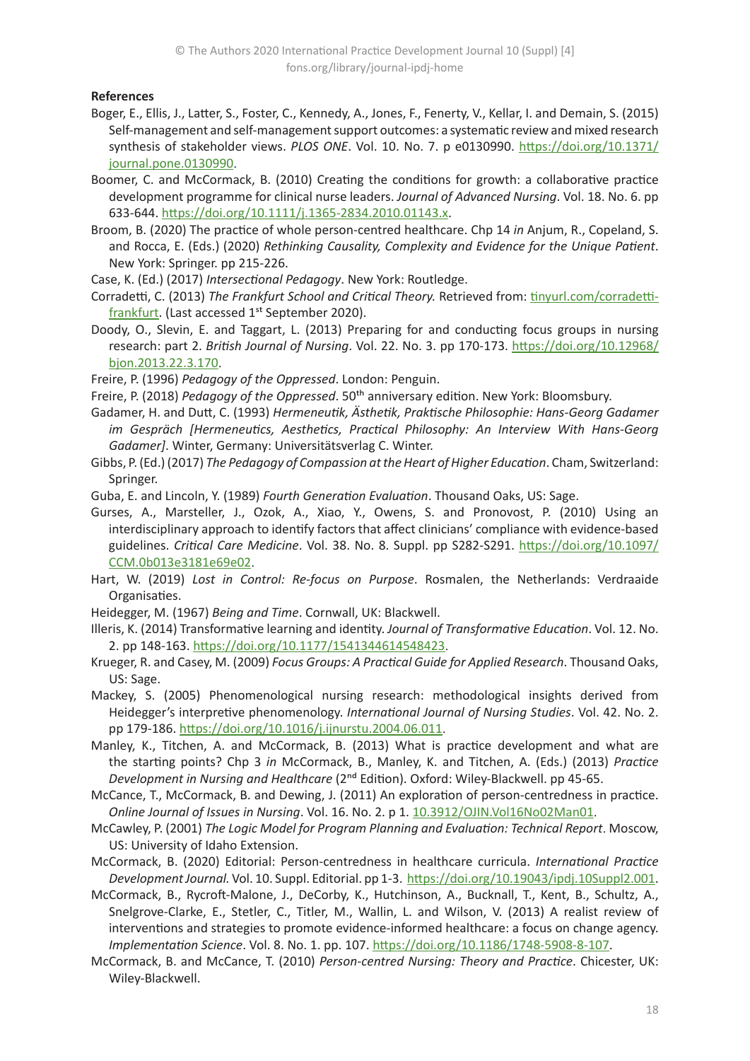**References**

Boger, E., Ellis, J., Latter, S., Foster, C., Kennedy, A., Jones, F., Fenerty, V., Kellar, I. and Demain, S. (2015) Self-management and self-management support outcomes: a systematic review and mixed research synthesis of stakeholder views. *PLOS ONE*. Vol. 10. No. 7. p e0130990. https://doi.org/10.1371/journal.pone.0130990.

Boomer, C. and McCormack, B. (2010) Creating the conditions for growth: a collaborative practice development programme for clinical nurse leaders. *Journal of Advanced Nursing*. Vol. 18. No. 6. pp 633-644. https://doi.org/10.1111/j.1365-2834.2010.01143.x.

Broom, B. (2020) The practice of whole person-centred healthcare. Chp 14 *in* Anjum, R., Copeland, S. and Rocca, E. (Eds.) (2020) *Rethinking Causality, Complexity and Evidence for the Unique Patient*. New York: Springer. pp 215-226.

Case, K. (Ed.) (2017) *Intersectional Pedagogy*. New York: Routledge.

Corradetti, C. (2013) *The Frankfurt School and Critical Theory.* Retrieved from: tinyurl.com/corradetti-frankfurt. (Last accessed 1st September 2020).

Doody, O., Slevin, E. and Taggart, L. (2013) Preparing for and conducting focus groups in nursing research: part 2. *British Journal of Nursing*. Vol. 22. No. 3. pp 170-173. https://doi.org/10.12968/bjon.2013.22.3.170.

Freire, P. (1996) *Pedagogy of the Oppressed*. London: Penguin.

Freire, P. (2018) *Pedagogy of the Oppressed*. 50th anniversary edition. New York: Bloomsbury.

Gadamer, H. and Dutt, C. (1993) *Hermeneutik, Ästhetik, Praktische Philosophie: Hans-Georg Gadamer im Gespräch [Hermeneutics, Aesthetics, Practical Philosophy: An Interview With Hans-Georg Gadamer]*. Winter, Germany: Universitätsverlag C. Winter.

Gibbs, P. (Ed.) (2017) *The Pedagogy of Compassion at the Heart of Higher Education*. Cham, Switzerland: Springer.

Guba, E. and Lincoln, Y. (1989) *Fourth Generation Evaluation*. Thousand Oaks, US: Sage.

Gurses, A., Marsteller, J., Ozok, A., Xiao, Y., Owens, S. and Pronovost, P. (2010) Using an interdisciplinary approach to identify factors that affect clinicians' compliance with evidence-based guidelines. *Critical Care Medicine*. Vol. 38. No. 8. Suppl. pp S282-S291. https://doi.org/10.1097/CCM.0b013e3181e69e02.

Hart, W. (2019) *Lost in Control: Re-focus on Purpose*. Rosmalen, the Netherlands: Verdraaide Organisaties.

Heidegger, M. (1967) *Being and Time*. Cornwall, UK: Blackwell.

Illeris, K. (2014) Transformative learning and identity. *Journal of Transformative Education*. Vol. 12. No. 2. pp 148-163. https://doi.org/10.1177/1541344614548423.

Krueger, R. and Casey, M. (2009) *Focus Groups: A Practical Guide for Applied Research*. Thousand Oaks, US: Sage.

Mackey, S. (2005) Phenomenological nursing research: methodological insights derived from Heidegger's interpretive phenomenology. *International Journal of Nursing Studies*. Vol. 42. No. 2. pp 179-186. https://doi.org/10.1016/j.ijnurstu.2004.06.011.

Manley, K., Titchen, A. and McCormack, B. (2013) What is practice development and what are the starting points? Chp 3 *in* McCormack, B., Manley, K. and Titchen, A. (Eds.) (2013) *Practice Development in Nursing and Healthcare* (2nd Edition). Oxford: Wiley-Blackwell. pp 45-65.

McCance, T., McCormack, B. and Dewing, J. (2011) An exploration of person-centredness in practice. *Online Journal of Issues in Nursing*. Vol. 16. No. 2. p 1. 10.3912/OJIN.Vol16No02Man01.

McCawley, P. (2001) *The Logic Model for Program Planning and Evaluation: Technical Report*. Moscow, US: University of Idaho Extension.

McCormack, B. (2020) Editorial: Person-centredness in healthcare curricula. *International Practice Development Journal.* Vol. 10. Suppl. Editorial. pp 1-3. https://doi.org/10.19043/ipdj.10Suppl2.001.

McCormack, B., Rycroft-Malone, J., DeCorby, K., Hutchinson, A., Bucknall, T., Kent, B., Schultz, A., Snelgrove-Clarke, E., Stetler, C., Titler, M., Wallin, L. and Wilson, V. (2013) A realist review of interventions and strategies to promote evidence-informed healthcare: a focus on change agency. *Implementation Science*. Vol. 8. No. 1. pp. 107. https://doi.org/10.1186/1748-5908-8-107.

McCormack, B. and McCance, T. (2010) *Person-centred Nursing: Theory and Practice*. Chicester, UK: Wiley-Blackwell.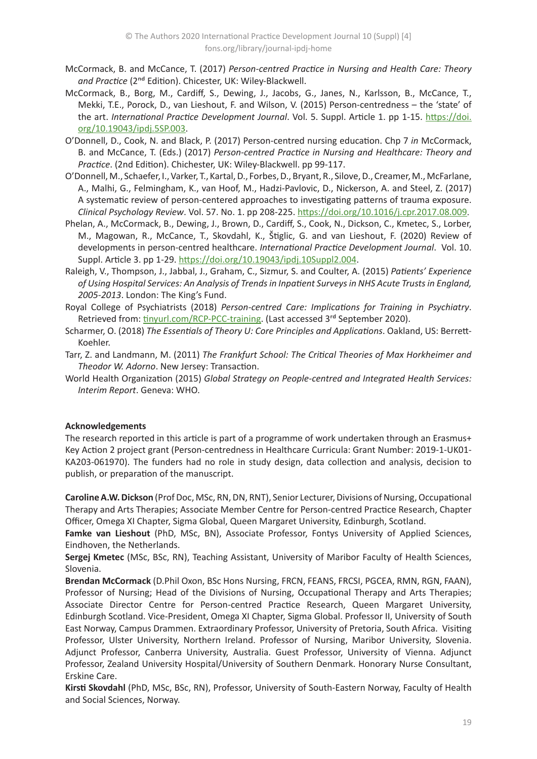McCormack, B. and McCance, T. (2017) *Person-centred Practice in Nursing and Health Care: Theory and Practice* (2nd Edition). Chicester, UK: Wiley-Blackwell.

McCormack, B., Borg, M., Cardiff, S., Dewing, J., Jacobs, G., Janes, N., Karlsson, B., McCance, T., Mekki, T.E., Porock, D., van Lieshout, F. and Wilson, V. (2015) Person-centredness – the 'state' of the art. *International Practice Development Journal*. Vol. 5. Suppl. Article 1. pp 1-15. https://doi.org/10.19043/ipdj.5SP.003.

O'Donnell, D., Cook, N. and Black, P. (2017) Person-centred nursing education. Chp 7 *in* McCormack, B. and McCance, T. (Eds.) (2017) *Person-centred Practice in Nursing and Healthcare: Theory and Practice*. (2nd Edition). Chichester, UK: Wiley-Blackwell. pp 99-117.

O'Donnell, M., Schaefer, I., Varker, T., Kartal, D., Forbes, D., Bryant, R., Silove, D., Creamer, M., McFarlane, A., Malhi, G., Felmingham, K., van Hoof, M., Hadzi-Pavlovic, D., Nickerson, A. and Steel, Z. (2017) A systematic review of person-centered approaches to investigating patterns of trauma exposure. *Clinical Psychology Review*. Vol. 57. No. 1. pp 208-225. https://doi.org/10.1016/j.cpr.2017.08.009.

Phelan, A., McCormack, B., Dewing, J., Brown, D., Cardiff, S., Cook, N., Dickson, C., Kmetec, S., Lorber, M., Magowan, R., McCance, T., Skovdahl, K., Štiglic, G. and van Lieshout, F. (2020) Review of developments in person-centred healthcare. *International Practice Development Journal*. Vol. 10. Suppl. Article 3. pp 1-29. https://doi.org/10.19043/ipdj.10Suppl2.004.

Raleigh, V., Thompson, J., Jabbal, J., Graham, C., Sizmur, S. and Coulter, A. (2015) *Patients' Experience of Using Hospital Services: An Analysis of Trends in Inpatient Surveys in NHS Acute Trusts in England, 2005-2013*. London: The King's Fund.

Royal College of Psychiatrists (2018) *Person-centred Care: Implications for Training in Psychiatry*. Retrieved from: tinyurl.com/RCP-PCC-training. (Last accessed 3rd September 2020).

Scharmer, O. (2018) *The Essentials of Theory U: Core Principles and Applications*. Oakland, US: Berrett-Koehler.

Tarr, Z. and Landmann, M. (2011) *The Frankfurt School: The Critical Theories of Max Horkheimer and Theodor W. Adorno*. New Jersey: Transaction.

World Health Organization (2015) *Global Strategy on People-centred and Integrated Health Services: Interim Report*. Geneva: WHO.

**Acknowledgements**

The research reported in this article is part of a programme of work undertaken through an Erasmus+ Key Action 2 project grant (Person-centredness in Healthcare Curricula: Grant Number: 2019-1-UK01-KA203-061970). The funders had no role in study design, data collection and analysis, decision to publish, or preparation of the manuscript.

**Caroline A.W. Dickson** (Prof Doc, MSc, RN, DN, RNT), Senior Lecturer, Divisions of Nursing, Occupational Therapy and Arts Therapies; Associate Member Centre for Person-centred Practice Research, Chapter Officer, Omega XI Chapter, Sigma Global, Queen Margaret University, Edinburgh, Scotland.

**Famke van Lieshout** (PhD, MSc, BN), Associate Professor, Fontys University of Applied Sciences, Eindhoven, the Netherlands.

**Sergej Kmetec** (MSc, BSc, RN), Teaching Assistant, University of Maribor Faculty of Health Sciences, Slovenia.

**Brendan McCormack** (D.Phil Oxon, BSc Hons Nursing, FRCN, FEANS, FRCSI, PGCEA, RMN, RGN, FAAN), Professor of Nursing; Head of the Divisions of Nursing, Occupational Therapy and Arts Therapies; Associate Director Centre for Person-centred Practice Research, Queen Margaret University, Edinburgh Scotland. Vice-President, Omega XI Chapter, Sigma Global. Professor II, University of South East Norway, Campus Drammen. Extraordinary Professor, University of Pretoria, South Africa. Visiting Professor, Ulster University, Northern Ireland. Professor of Nursing, Maribor University, Slovenia. Adjunct Professor, Canberra University, Australia. Guest Professor, University of Vienna. Adjunct Professor, Zealand University Hospital/University of Southern Denmark. Honorary Nurse Consultant, Erskine Care.

**Kirsti Skovdahl** (PhD, MSc, BSc, RN), Professor, University of South-Eastern Norway, Faculty of Health and Social Sciences, Norway.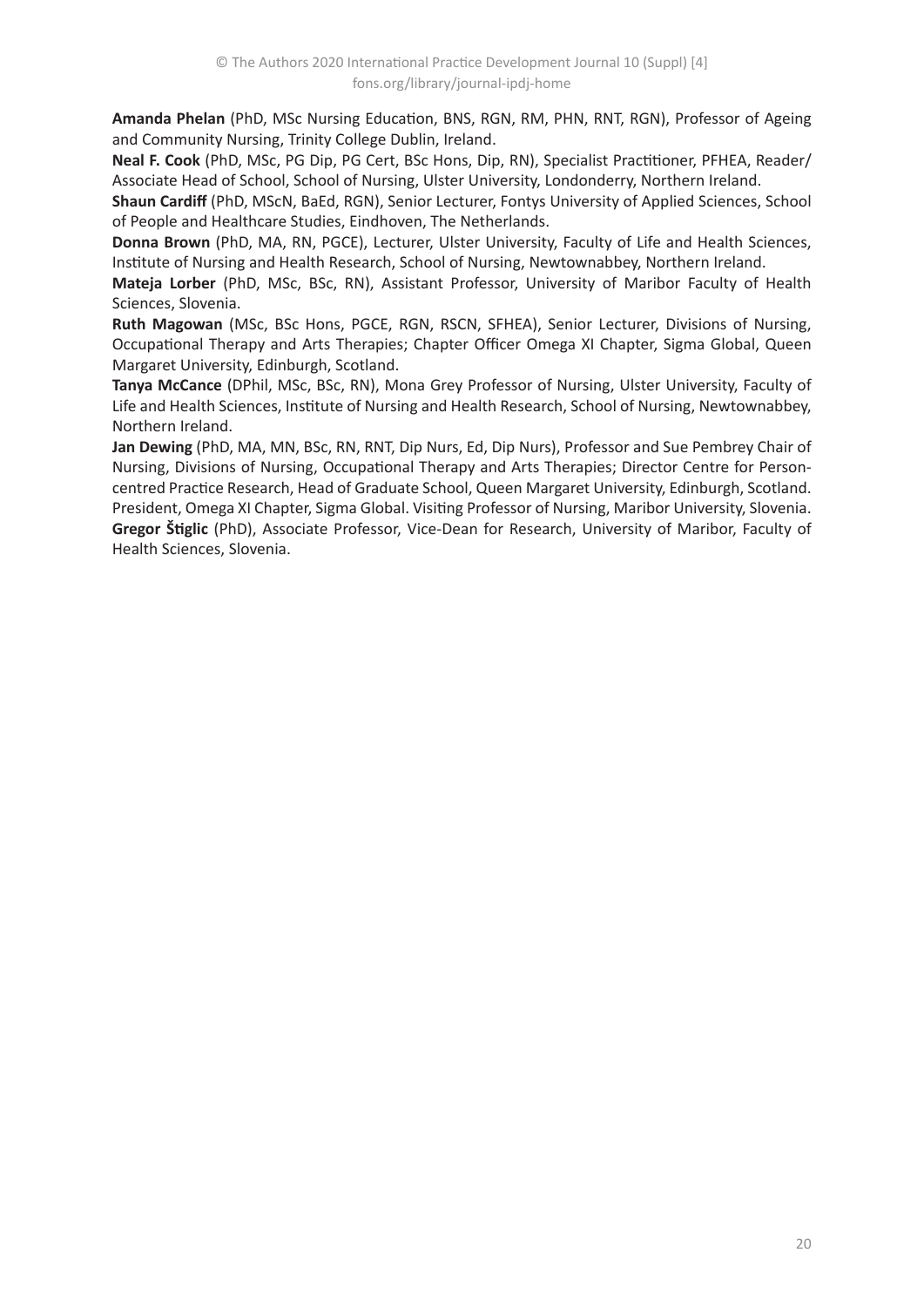**Amanda Phelan** (PhD, MSc Nursing Education, BNS, RGN, RM, PHN, RNT, RGN), Professor of Ageing and Community Nursing, Trinity College Dublin, Ireland.

**Neal F. Cook** (PhD, MSc, PG Dip, PG Cert, BSc Hons, Dip, RN), Specialist Practitioner, PFHEA, Reader/Associate Head of School, School of Nursing, Ulster University, Londonderry, Northern Ireland.

**Shaun Cardiff** (PhD, MScN, BaEd, RGN), Senior Lecturer, Fontys University of Applied Sciences, School of People and Healthcare Studies, Eindhoven, The Netherlands.

**Donna Brown** (PhD, MA, RN, PGCE), Lecturer, Ulster University, Faculty of Life and Health Sciences, Institute of Nursing and Health Research, School of Nursing, Newtownabbey, Northern Ireland.

**Mateja Lorber** (PhD, MSc, BSc, RN), Assistant Professor, University of Maribor Faculty of Health Sciences, Slovenia.

**Ruth Magowan** (MSc, BSc Hons, PGCE, RGN, RSCN, SFHEA), Senior Lecturer, Divisions of Nursing, Occupational Therapy and Arts Therapies; Chapter Officer Omega XI Chapter, Sigma Global, Queen Margaret University, Edinburgh, Scotland.

**Tanya McCance** (DPhil, MSc, BSc, RN), Mona Grey Professor of Nursing, Ulster University, Faculty of Life and Health Sciences, Institute of Nursing and Health Research, School of Nursing, Newtownabbey, Northern Ireland.

**Jan Dewing** (PhD, MA, MN, BSc, RN, RNT, Dip Nurs, Ed, Dip Nurs), Professor and Sue Pembrey Chair of Nursing, Divisions of Nursing, Occupational Therapy and Arts Therapies; Director Centre for Person-centred Practice Research, Head of Graduate School, Queen Margaret University, Edinburgh, Scotland. President, Omega XI Chapter, Sigma Global. Visiting Professor of Nursing, Maribor University, Slovenia.

**Gregor Štiglic** (PhD), Associate Professor, Vice-Dean for Research, University of Maribor, Faculty of Health Sciences, Slovenia.